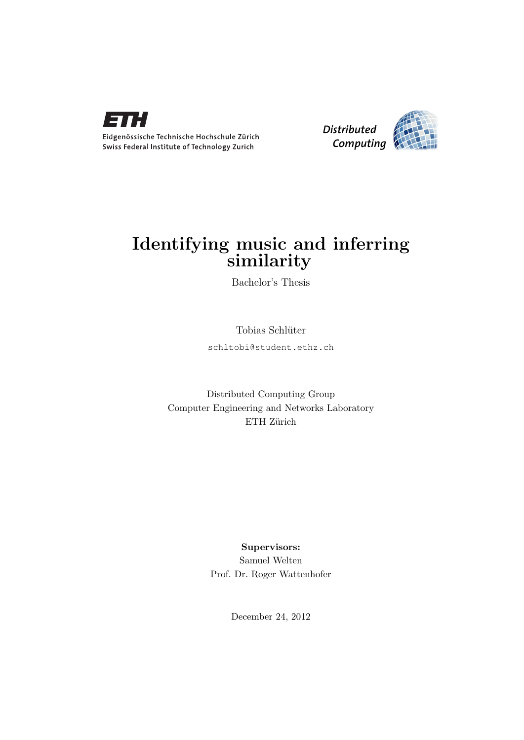Eidgenössische Technische Hochschule Zürich
Swiss Federal Institute of Technology Zurich

*Distributed Computing*

# Identifying music and inferring similarity

Bachelor's Thesis

Tobias Schlüter

schltobi@student.ethz.ch

Distributed Computing Group
Computer Engineering and Networks Laboratory
ETH Zürich

**Supervisors:**
Samuel Welten
Prof. Dr. Roger Wattenhofer

December 24, 2012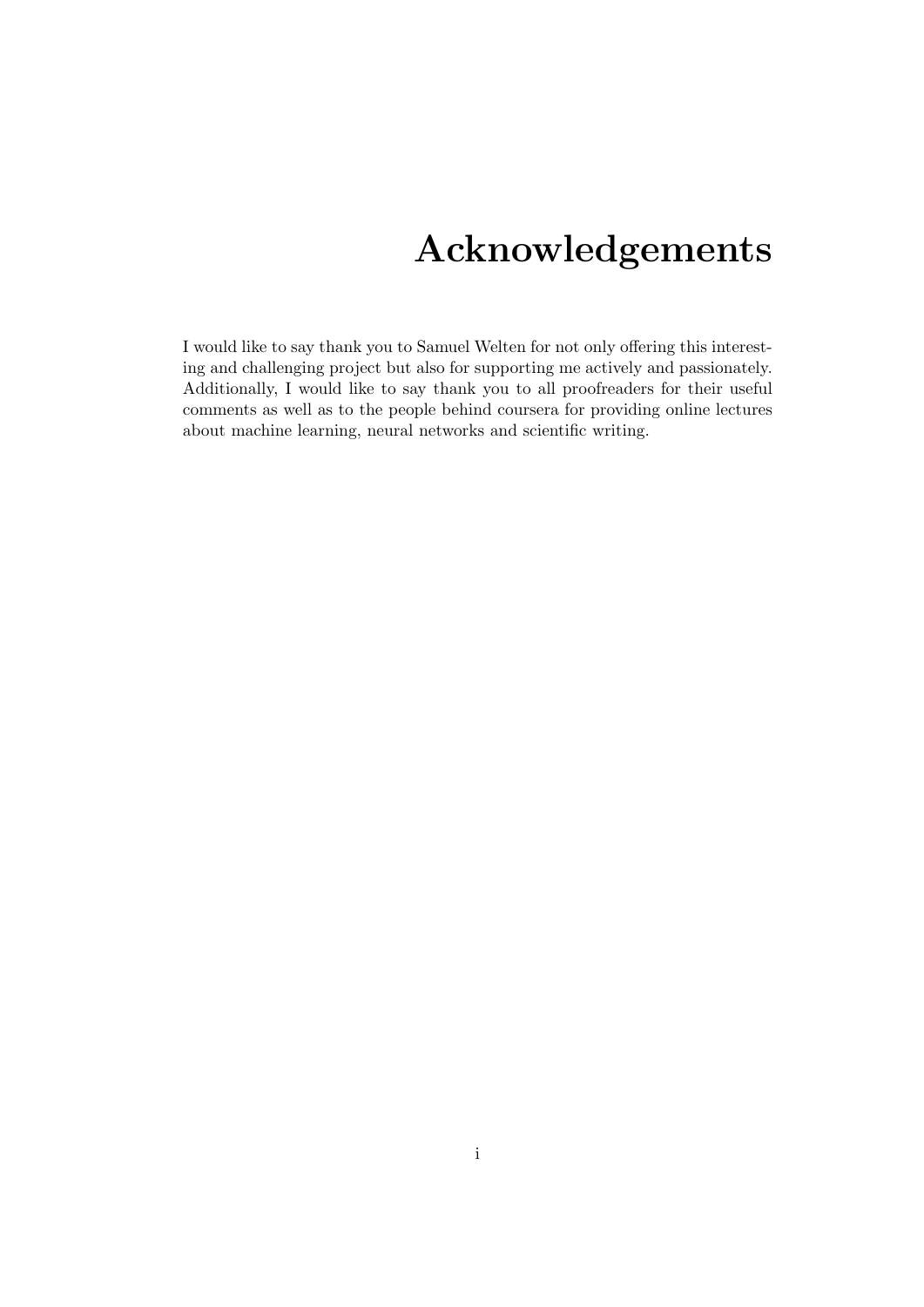# Acknowledgements

I would like to say thank you to Samuel Welten for not only offering this interesting and challenging project but also for supporting me actively and passionately. Additionally, I would like to say thank you to all proofreaders for their useful comments as well as to the people behind coursera for providing online lectures about machine learning, neural networks and scientific writing.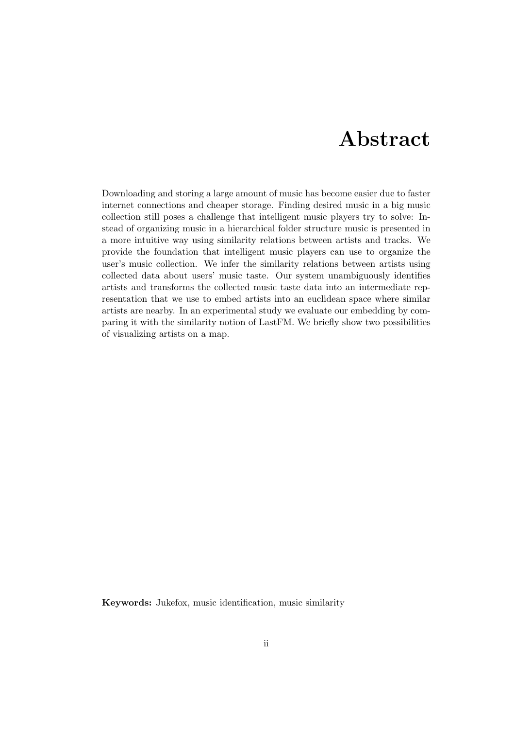# Abstract

Downloading and storing a large amount of music has become easier due to faster internet connections and cheaper storage. Finding desired music in a big music collection still poses a challenge that intelligent music players try to solve: Instead of organizing music in a hierarchical folder structure music is presented in a more intuitive way using similarity relations between artists and tracks. We provide the foundation that intelligent music players can use to organize the user's music collection. We infer the similarity relations between artists using collected data about users' music taste. Our system unambiguously identifies artists and transforms the collected music taste data into an intermediate representation that we use to embed artists into an euclidean space where similar artists are nearby. In an experimental study we evaluate our embedding by comparing it with the similarity notion of LastFM. We briefly show two possibilities of visualizing artists on a map.

**Keywords:** Jukefox, music identification, music similarity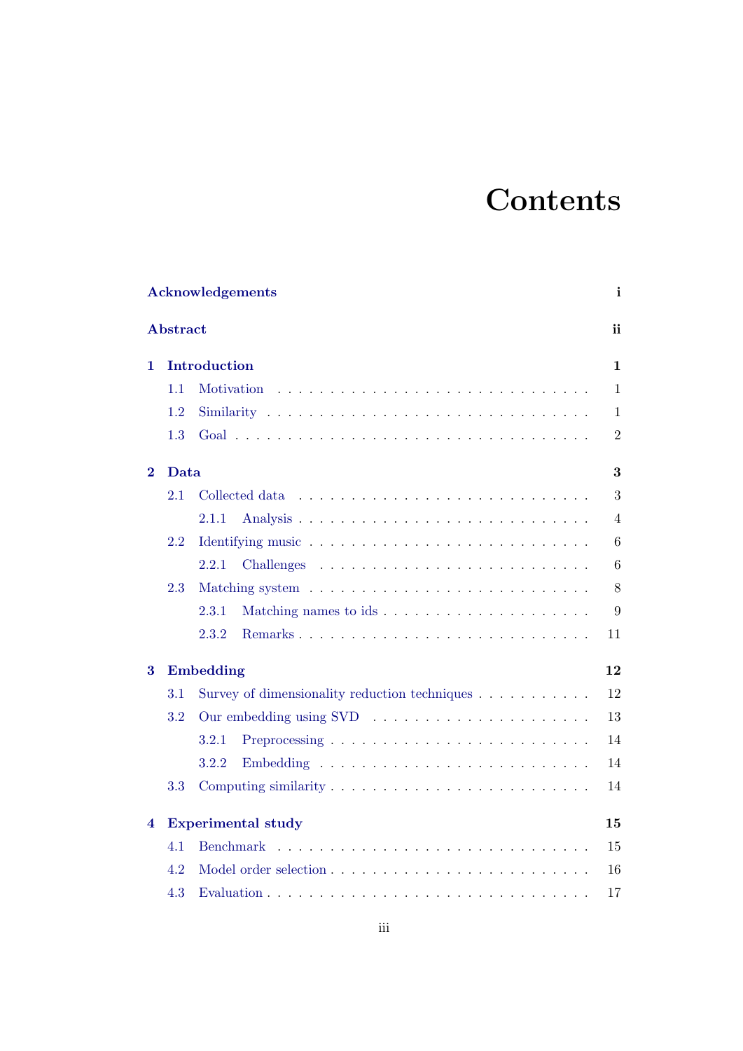# Contents

**Acknowledgements** **i**

**Abstract** **ii**

**1 Introduction** **1**

- 1.1 Motivation . . . . . . . . . . . . . . . . . . . . . . . . . . . . . 1
- 1.2 Similarity . . . . . . . . . . . . . . . . . . . . . . . . . . . . . 1
- 1.3 Goal . . . . . . . . . . . . . . . . . . . . . . . . . . . . . . . 2

**2 Data** **3**

- 2.1 Collected data . . . . . . . . . . . . . . . . . . . . . . . . . . 3
  - 2.1.1 Analysis . . . . . . . . . . . . . . . . . . . . . . . . . . 4
- 2.2 Identifying music . . . . . . . . . . . . . . . . . . . . . . . . . 6
  - 2.2.1 Challenges . . . . . . . . . . . . . . . . . . . . . . . . . 6
- 2.3 Matching system . . . . . . . . . . . . . . . . . . . . . . . . . 8
  - 2.3.1 Matching names to ids . . . . . . . . . . . . . . . . . . . 9
  - 2.3.2 Remarks . . . . . . . . . . . . . . . . . . . . . . . . . . 11

**3 Embedding** **12**

- 3.1 Survey of dimensionality reduction techniques . . . . . . . . . . . 12
- 3.2 Our embedding using SVD . . . . . . . . . . . . . . . . . . . . . 13
  - 3.2.1 Preprocessing . . . . . . . . . . . . . . . . . . . . . . . . 14
  - 3.2.2 Embedding . . . . . . . . . . . . . . . . . . . . . . . . . 14
- 3.3 Computing similarity . . . . . . . . . . . . . . . . . . . . . . . 14

**4 Experimental study** **15**

- 4.1 Benchmark . . . . . . . . . . . . . . . . . . . . . . . . . . . . 15
- 4.2 Model order selection . . . . . . . . . . . . . . . . . . . . . . . 16
- 4.3 Evaluation . . . . . . . . . . . . . . . . . . . . . . . . . . . . 17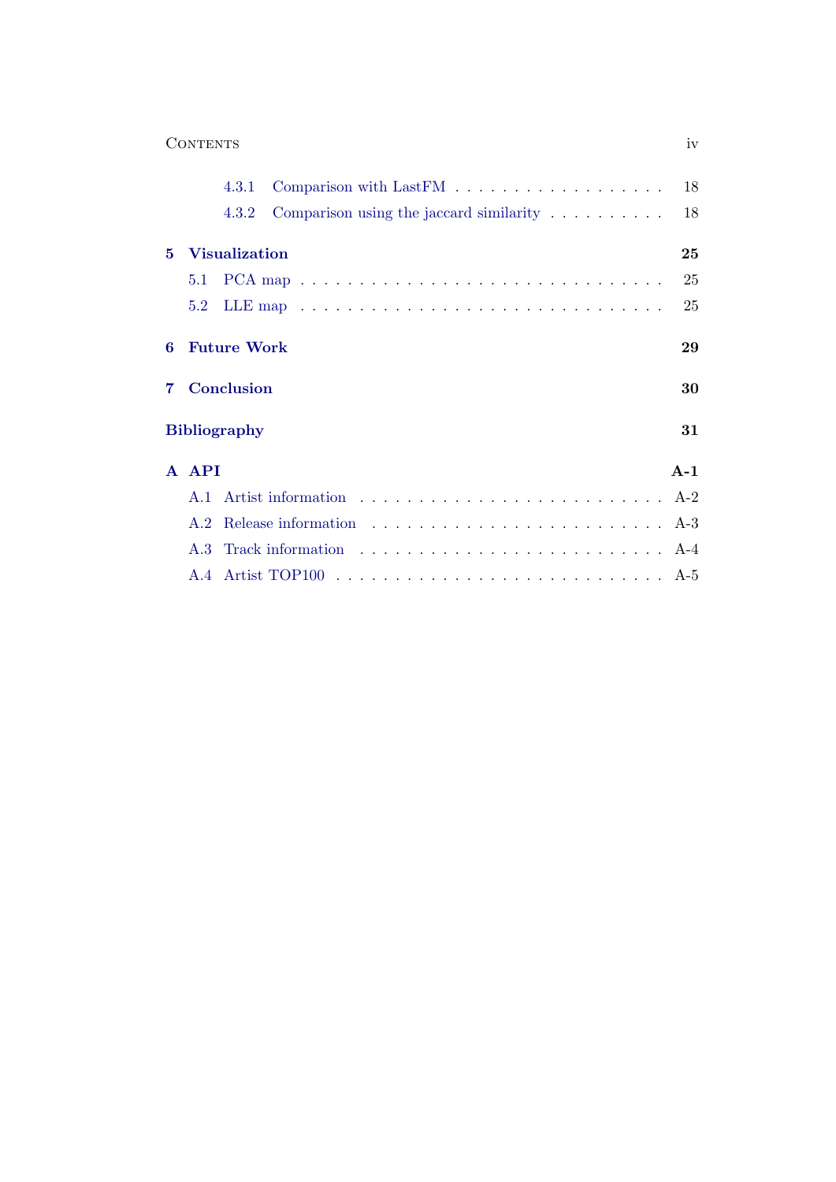4.3.1 Comparison with LastFM . . . . . . . . . . . . . . . . . . . 18
4.3.2 Comparison using the jaccard similarity . . . . . . . . . . 18

**5 Visualization** **25**

5.1 PCA map . . . . . . . . . . . . . . . . . . . . . . . . . . . . . 25
5.2 LLE map . . . . . . . . . . . . . . . . . . . . . . . . . . . . . 25

**6 Future Work** **29**

**7 Conclusion** **30**

**Bibliography** **31**

**A API** **A-1**

A.1 Artist information . . . . . . . . . . . . . . . . . . . . . . . . A-2
A.2 Release information . . . . . . . . . . . . . . . . . . . . . . . A-3
A.3 Track information . . . . . . . . . . . . . . . . . . . . . . . . A-4
A.4 Artist TOP100 . . . . . . . . . . . . . . . . . . . . . . . . . . A-5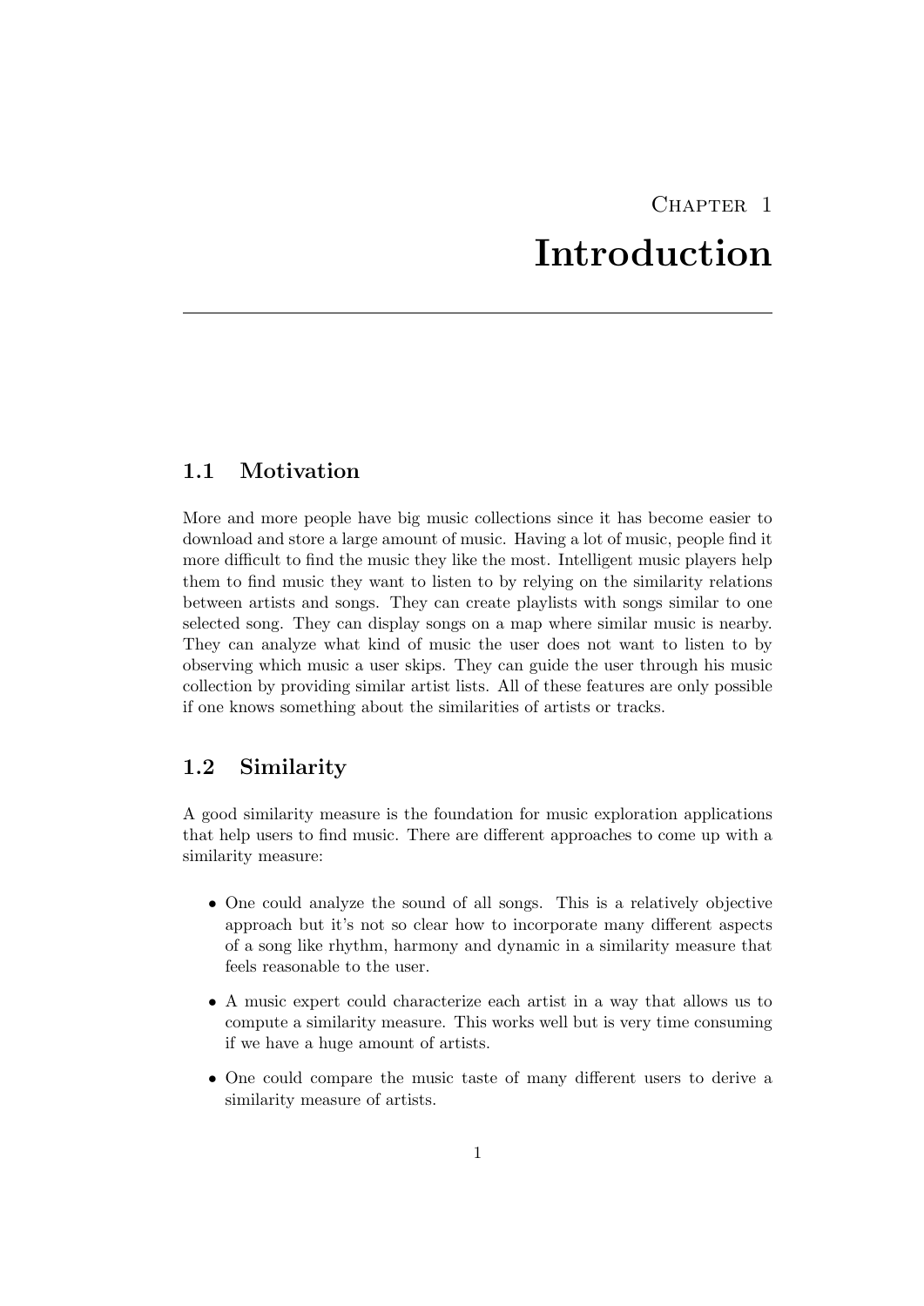# Chapter 1
# Introduction

## 1.1 Motivation

More and more people have big music collections since it has become easier to download and store a large amount of music. Having a lot of music, people find it more difficult to find the music they like the most. Intelligent music players help them to find music they want to listen to by relying on the similarity relations between artists and songs. They can create playlists with songs similar to one selected song. They can display songs on a map where similar music is nearby. They can analyze what kind of music the user does not want to listen to by observing which music a user skips. They can guide the user through his music collection by providing similar artist lists. All of these features are only possible if one knows something about the similarities of artists or tracks.

## 1.2 Similarity

A good similarity measure is the foundation for music exploration applications that help users to find music. There are different approaches to come up with a similarity measure:

- One could analyze the sound of all songs. This is a relatively objective approach but it's not so clear how to incorporate many different aspects of a song like rhythm, harmony and dynamic in a similarity measure that feels reasonable to the user.
- A music expert could characterize each artist in a way that allows us to compute a similarity measure. This works well but is very time consuming if we have a huge amount of artists.
- One could compare the music taste of many different users to derive a similarity measure of artists.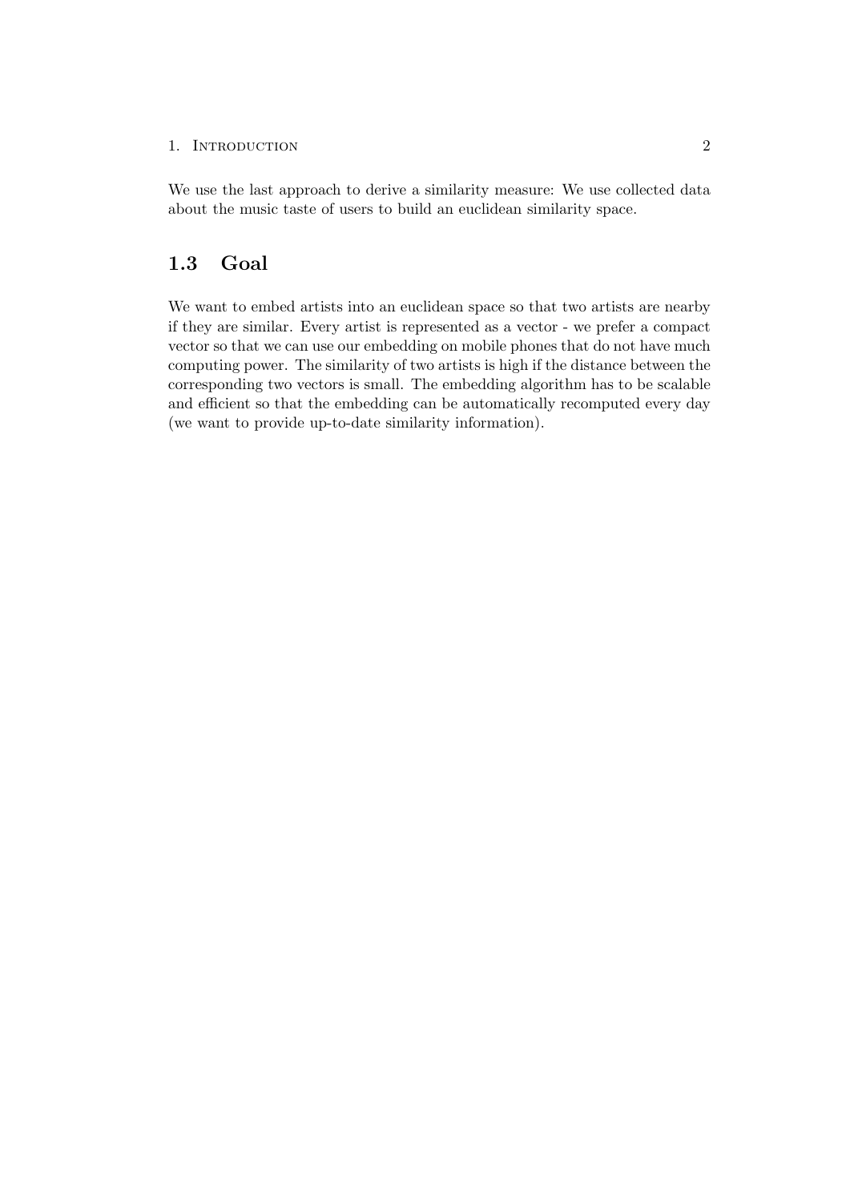We use the last approach to derive a similarity measure: We use collected data about the music taste of users to build an euclidean similarity space.

## 1.3 Goal

We want to embed artists into an euclidean space so that two artists are nearby if they are similar. Every artist is represented as a vector - we prefer a compact vector so that we can use our embedding on mobile phones that do not have much computing power. The similarity of two artists is high if the distance between the corresponding two vectors is small. The embedding algorithm has to be scalable and efficient so that the embedding can be automatically recomputed every day (we want to provide up-to-date similarity information).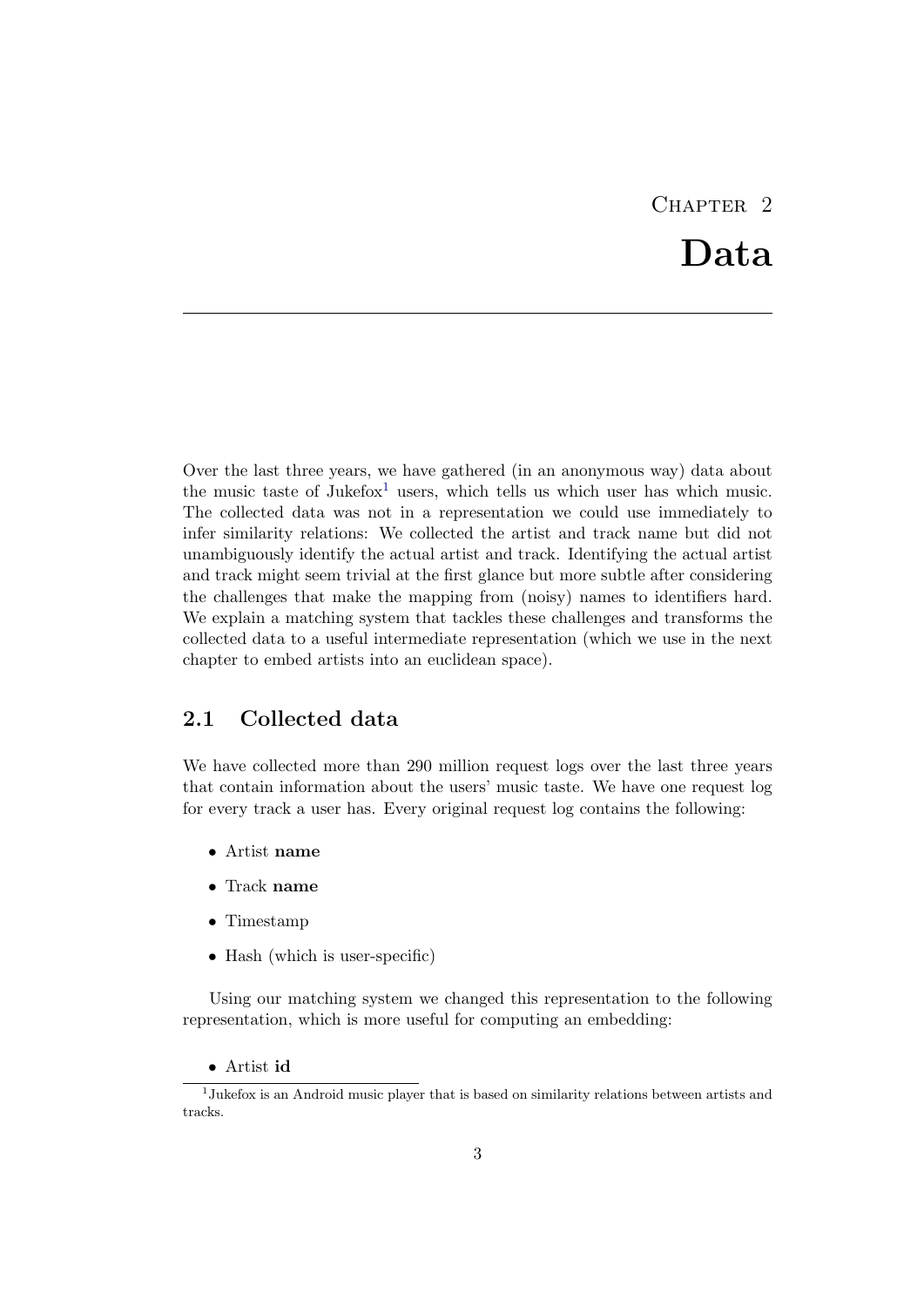# Chapter 2
# Data

Over the last three years, we have gathered (in an anonymous way) data about the music taste of Jukefox[1] users, which tells us which user has which music. The collected data was not in a representation we could use immediately to infer similarity relations: We collected the artist and track name but did not unambiguously identify the actual artist and track. Identifying the actual artist and track might seem trivial at the first glance but more subtle after considering the challenges that make the mapping from (noisy) names to identifiers hard. We explain a matching system that tackles these challenges and transforms the collected data to a useful intermediate representation (which we use in the next chapter to embed artists into an euclidean space).

## 2.1 Collected data

We have collected more than 290 million request logs over the last three years that contain information about the users' music taste. We have one request log for every track a user has. Every original request log contains the following:

- Artist **name**
- Track **name**
- Timestamp
- Hash (which is user-specific)

Using our matching system we changed this representation to the following representation, which is more useful for computing an embedding:

- Artist **id**

[1] Jukefox is an Android music player that is based on similarity relations between artists and tracks.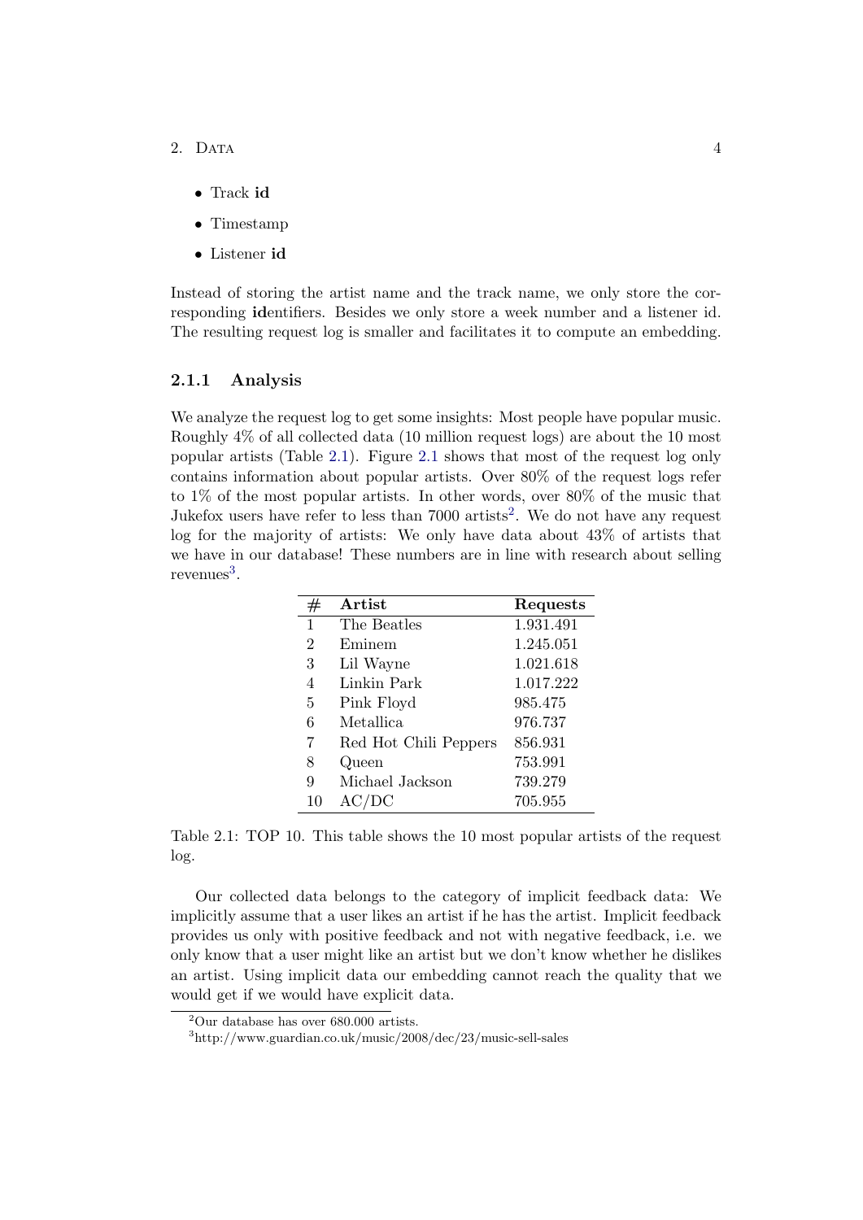- Track **id**
- Timestamp
- Listener **id**

Instead of storing the artist name and the track name, we only store the corresponding **id**entifiers. Besides we only store a week number and a listener id. The resulting request log is smaller and facilitates it to compute an embedding.

### 2.1.1 Analysis

We analyze the request log to get some insights: Most people have popular music. Roughly 4% of all collected data (10 million request logs) are about the 10 most popular artists (Table 2.1). Figure 2.1 shows that most of the request log only contains information about popular artists. Over 80% of the request logs refer to 1% of the most popular artists. In other words, over 80% of the music that Jukefox users have refer to less than 7000 artists[2]. We do not have any request log for the majority of artists: We only have data about 43% of artists that we have in our database! These numbers are in line with research about selling revenues[3].

| # | Artist | Requests |
|---|---|---|
| 1 | The Beatles | 1.931.491 |
| 2 | Eminem | 1.245.051 |
| 3 | Lil Wayne | 1.021.618 |
| 4 | Linkin Park | 1.017.222 |
| 5 | Pink Floyd | 985.475 |
| 6 | Metallica | 976.737 |
| 7 | Red Hot Chili Peppers | 856.931 |
| 8 | Queen | 753.991 |
| 9 | Michael Jackson | 739.279 |
| 10 | AC/DC | 705.955 |

Table 2.1: TOP 10. This table shows the 10 most popular artists of the request log.

Our collected data belongs to the category of implicit feedback data: We implicitly assume that a user likes an artist if he has the artist. Implicit feedback provides us only with positive feedback and not with negative feedback, i.e. we only know that a user might like an artist but we don't know whether he dislikes an artist. Using implicit data our embedding cannot reach the quality that we would get if we would have explicit data.

[2] Our database has over 680.000 artists.

[3] http://www.guardian.co.uk/music/2008/dec/23/music-sell-sales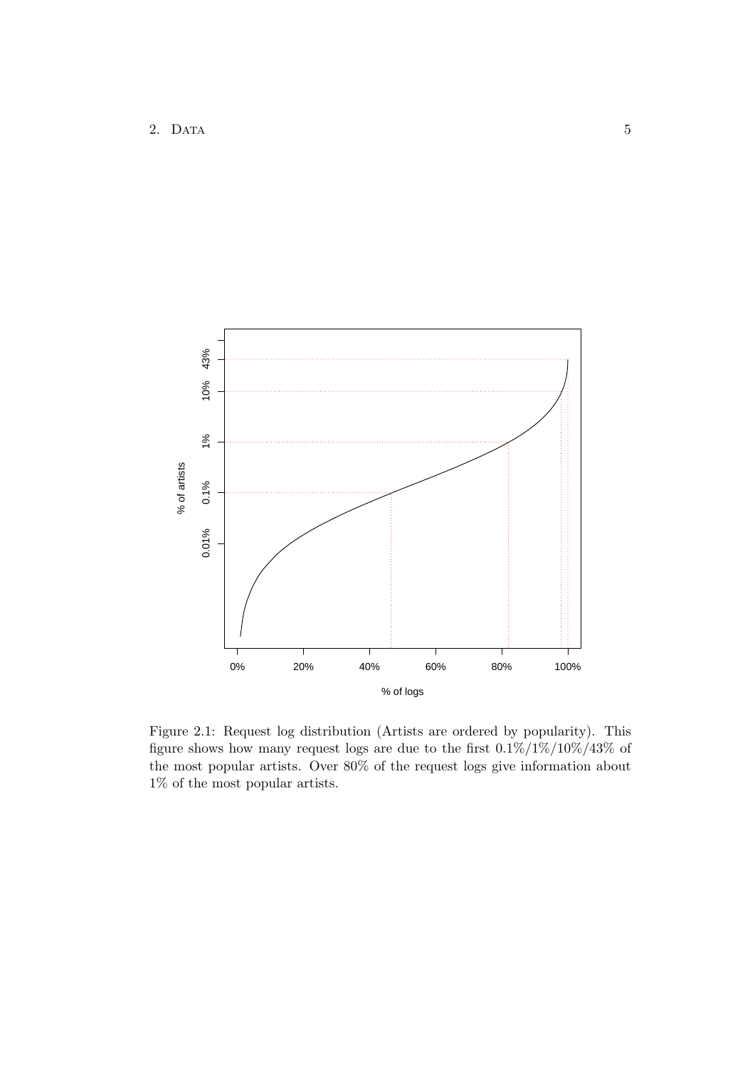Figure 2.1: Request log distribution (Artists are ordered by popularity). This figure shows how many request logs are due to the first 0.1%/1%/10%/43% of the most popular artists. Over 80% of the request logs give information about 1% of the most popular artists.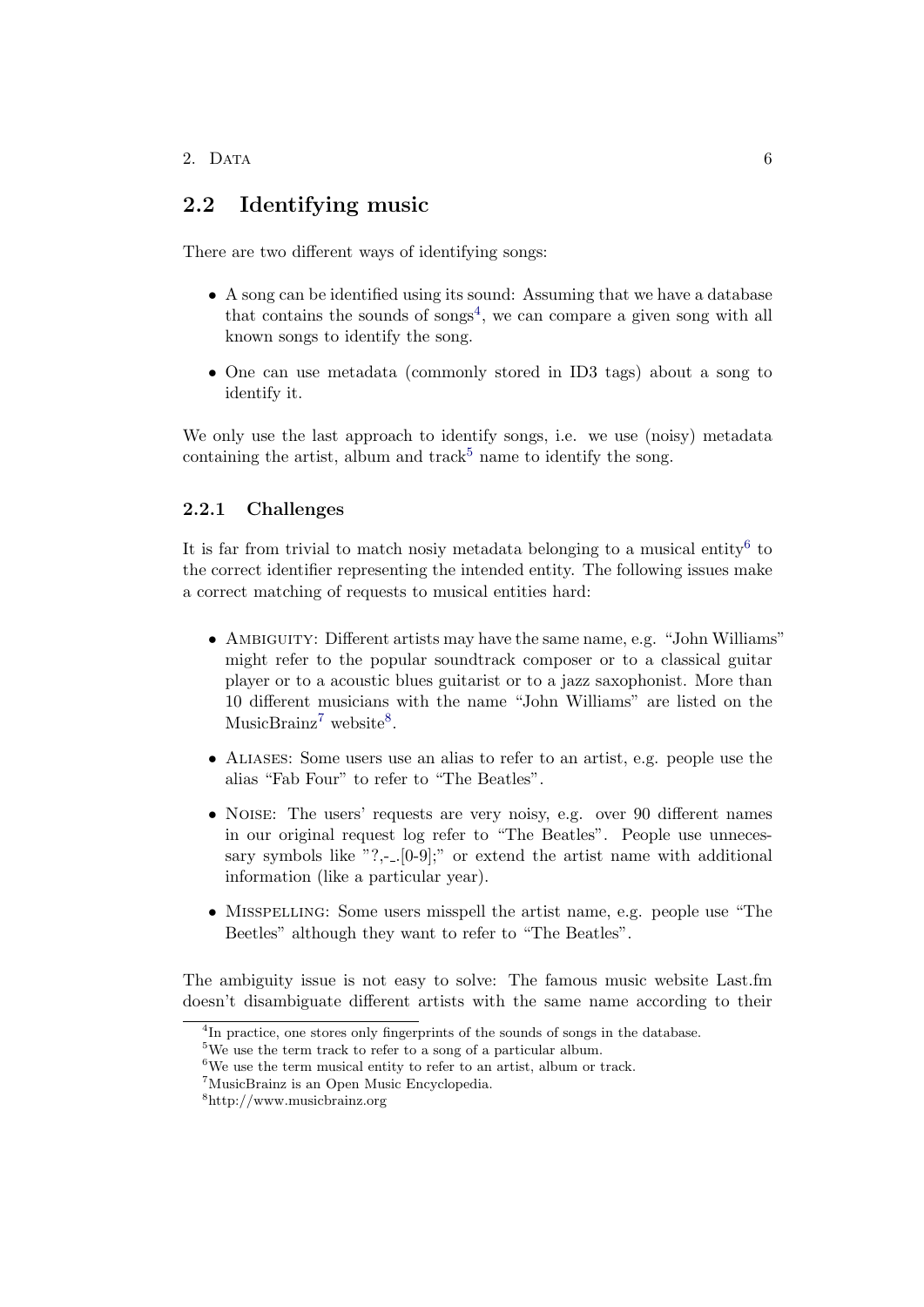## 2.2 Identifying music

There are two different ways of identifying songs:

- A song can be identified using its sound: Assuming that we have a database that contains the sounds of songs[4], we can compare a given song with all known songs to identify the song.
- One can use metadata (commonly stored in ID3 tags) about a song to identify it.

We only use the last approach to identify songs, i.e. we use (noisy) metadata containing the artist, album and track[5] name to identify the song.

### 2.2.1 Challenges

It is far from trivial to match nosiy metadata belonging to a musical entity[6] to the correct identifier representing the intended entity. The following issues make a correct matching of requests to musical entities hard:

- Ambiguity: Different artists may have the same name, e.g. "John Williams" might refer to the popular soundtrack composer or to a classical guitar player or to a acoustic blues guitarist or to a jazz saxophonist. More than 10 different musicians with the name "John Williams" are listed on the MusicBrainz[7] website[8].
- Aliases: Some users use an alias to refer to an artist, e.g. people use the alias "Fab Four" to refer to "The Beatles".
- Noise: The users' requests are very noisy, e.g. over 90 different names in our original request log refer to "The Beatles". People use unnecessary symbols like "?,-_.[0-9];" or extend the artist name with additional information (like a particular year).
- Misspelling: Some users misspell the artist name, e.g. people use "The Beetles" although they want to refer to "The Beatles".

The ambiguity issue is not easy to solve: The famous music website Last.fm doesn't disambiguate different artists with the same name according to their

[4] In practice, one stores only fingerprints of the sounds of songs in the database.

[5] We use the term track to refer to a song of a particular album.

[6] We use the term musical entity to refer to an artist, album or track.

[7] MusicBrainz is an Open Music Encyclopedia.

[8] http://www.musicbrainz.org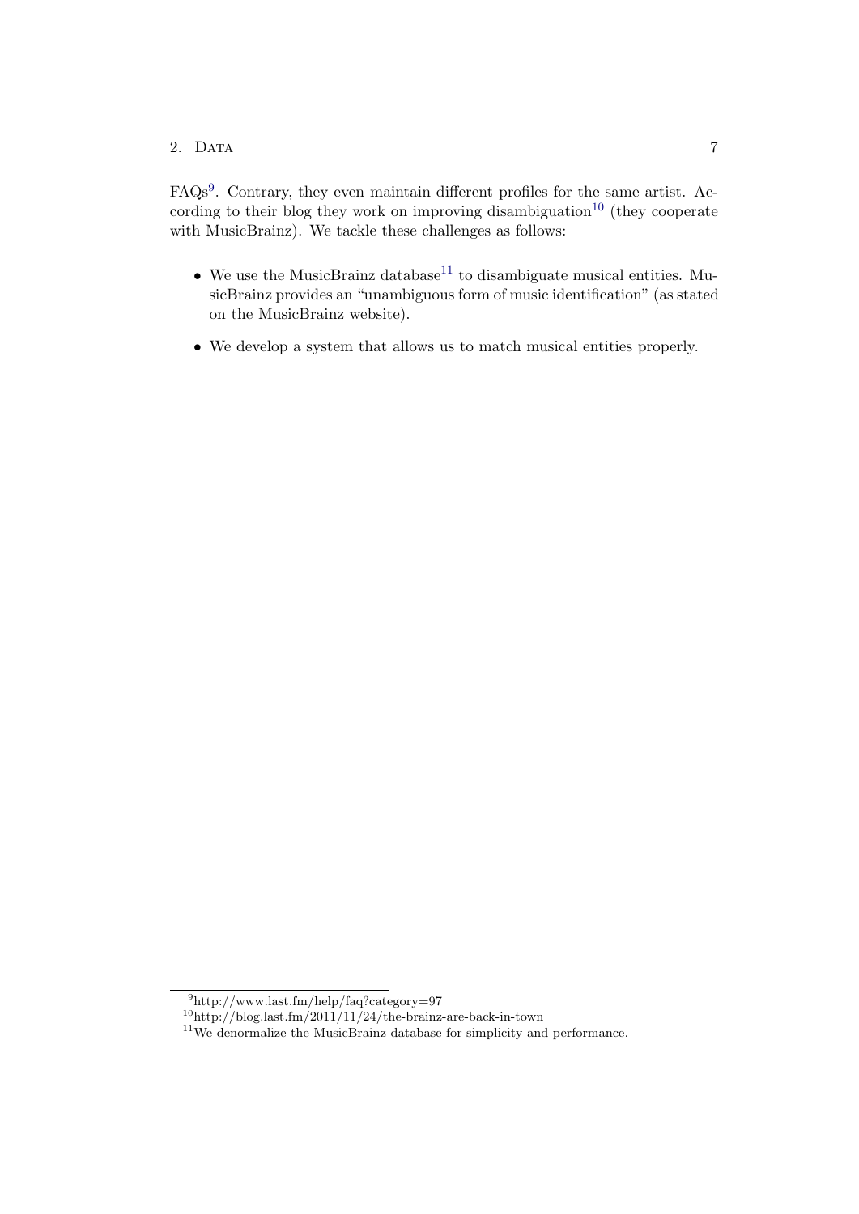FAQs[9]. Contrary, they even maintain different profiles for the same artist. According to their blog they work on improving disambiguation[10] (they cooperate with MusicBrainz). We tackle these challenges as follows:

- We use the MusicBrainz database[11] to disambiguate musical entities. MusicBrainz provides an "unambiguous form of music identification" (as stated on the MusicBrainz website).
- We develop a system that allows us to match musical entities properly.

---

[9] http://www.last.fm/help/faq?category=97

[10] http://blog.last.fm/2011/11/24/the-brainz-are-back-in-town

[11] We denormalize the MusicBrainz database for simplicity and performance.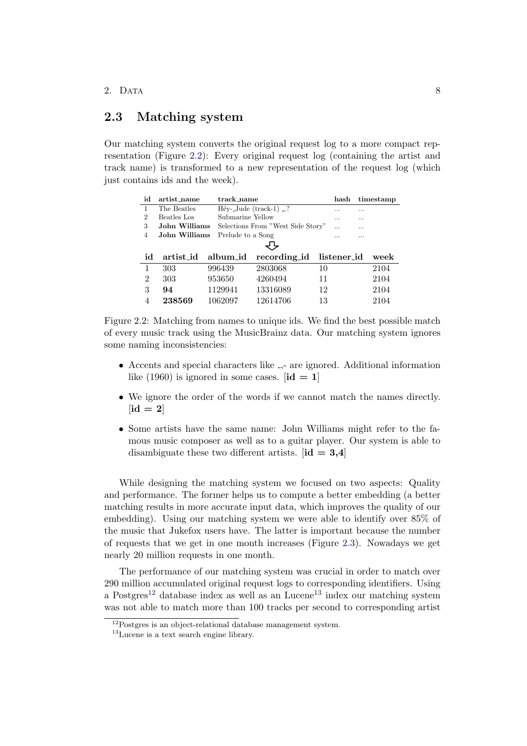## 2.3 Matching system

Our matching system converts the original request log to a more compact representation (Figure 2.2): Every original request log (containing the artist and track name) is transformed to a new representation of the request log (which just contains ids and the week).

| id | artist_name | track_name | hash | timestamp |
|---|---|---|---|---|
| 1 | The Beatles | Héy-_Jude (track-1) _? | ... | ... |
| 2 | Beatles Los | Submarine Yellow | ... | ... |
| 3 | **John Williams** | Selections From "West Side Story" | ... | ... |
| 4 | **John Williams** | Prelude to a Song | ... | ... |

⇩

| id | artist_id | album_id | recording_id | listener_id | week |
|---|---|---|---|---|---|
| 1 | 303 | 996439 | 2803068 | 10 | 2104 |
| 2 | 303 | 953650 | 4260494 | 11 | 2104 |
| 3 | **94** | 1129941 | 13316089 | 12 | 2104 |
| 4 | **238569** | 1062097 | 12614706 | 13 | 2104 |

Figure 2.2: Matching from names to unique ids. We find the best possible match of every music track using the MusicBrainz data. Our matching system ignores some naming inconsistencies:

- Accents and special characters like _,- are ignored. Additional information like (1960) is ignored in some cases. [**id = 1**]
- We ignore the order of the words if we cannot match the names directly. [**id = 2**]
- Some artists have the same name: John Williams might refer to the famous music composer as well as to a guitar player. Our system is able to disambiguate these two different artists. [**id = 3,4**]

While designing the matching system we focused on two aspects: Quality and performance. The former helps us to compute a better embedding (a better matching results in more accurate input data, which improves the quality of our embedding). Using our matching system we were able to identify over 85% of the music that Jukefox users have. The latter is important because the number of requests that we get in one month increases (Figure 2.3). Nowadays we get nearly 20 million requests in one month.

The performance of our matching system was crucial in order to match over 290 million accumulated original request logs to corresponding identifiers. Using a Postgres[12] database index as well as an Lucene[13] index our matching system was not able to match more than 100 tracks per second to corresponding artist

[12] Postgres is an object-relational database management system.

[13] Lucene is a text search engine library.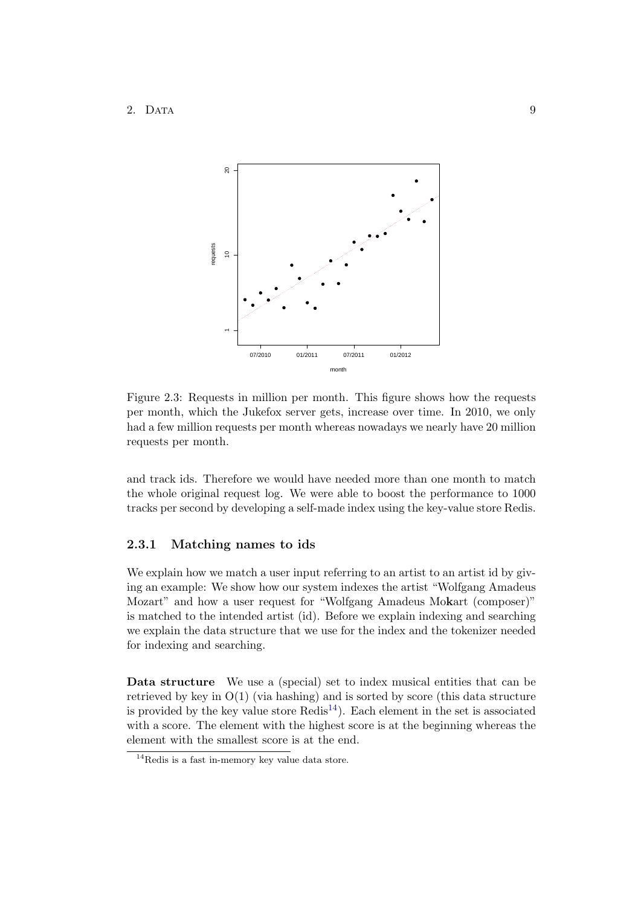Figure 2.3: Requests in million per month. This figure shows how the requests per month, which the Jukefox server gets, increase over time. In 2010, we only had a few million requests per month whereas nowadays we nearly have 20 million requests per month.

and track ids. Therefore we would have needed more than one month to match the whole original request log. We were able to boost the performance to 1000 tracks per second by developing a self-made index using the key-value store Redis.

### 2.3.1 Matching names to ids

We explain how we match a user input referring to an artist to an artist id by giving an example: We show how our system indexes the artist "Wolfgang Amadeus Mozart" and how a user request for "Wolfgang Amadeus Mo**k**art (composer)" is matched to the intended artist (id). Before we explain indexing and searching we explain the data structure that we use for the index and the tokenizer needed for indexing and searching.

**Data structure** We use a (special) set to index musical entities that can be retrieved by key in O(1) (via hashing) and is sorted by score (this data structure is provided by the key value store Redis[14]). Each element in the set is associated with a score. The element with the highest score is at the beginning whereas the element with the smallest score is at the end.

[14] Redis is a fast in-memory key value data store.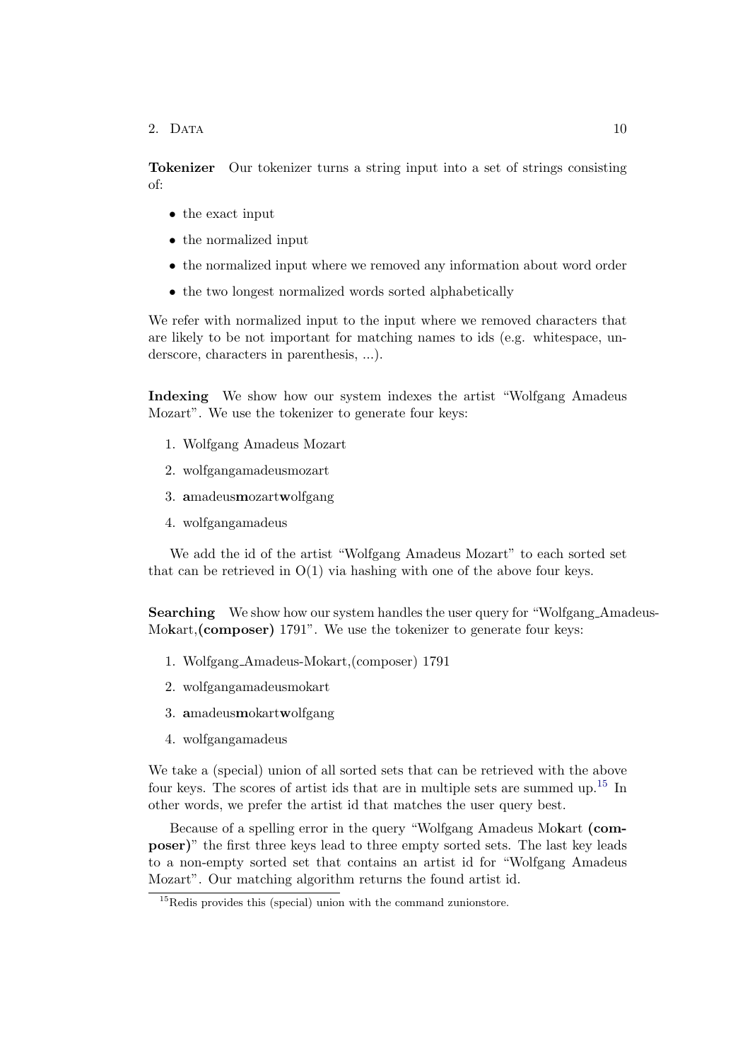**Tokenizer** Our tokenizer turns a string input into a set of strings consisting of:

- the exact input
- the normalized input
- the normalized input where we removed any information about word order
- the two longest normalized words sorted alphabetically

We refer with normalized input to the input where we removed characters that are likely to be not important for matching names to ids (e.g. whitespace, underscore, characters in parenthesis, ...).

**Indexing** We show how our system indexes the artist "Wolfgang Amadeus Mozart". We use the tokenizer to generate four keys:

1. Wolfgang Amadeus Mozart
2. wolfgangamadeusmozart
3. **a**madeus**m**ozart**w**olfgang
4. wolfgangamadeus

We add the id of the artist "Wolfgang Amadeus Mozart" to each sorted set that can be retrieved in O(1) via hashing with one of the above four keys.

**Searching** We show how our system handles the user query for "Wolfgang_Amadeus-Mo**k**art,**(composer)** 1791". We use the tokenizer to generate four keys:

1. Wolfgang_Amadeus-Mokart,(composer) 1791
2. wolfgangamadeusmokart
3. **a**madeus**m**okart**w**olfgang
4. wolfgangamadeus

We take a (special) union of all sorted sets that can be retrieved with the above four keys. The scores of artist ids that are in multiple sets are summed up.[15] In other words, we prefer the artist id that matches the user query best.

Because of a spelling error in the query "Wolfgang Amadeus Mo**k**art **(composer)**" the first three keys lead to three empty sorted sets. The last key leads to a non-empty sorted set that contains an artist id for "Wolfgang Amadeus Mozart". Our matching algorithm returns the found artist id.

[15] Redis provides this (special) union with the command zunionstore.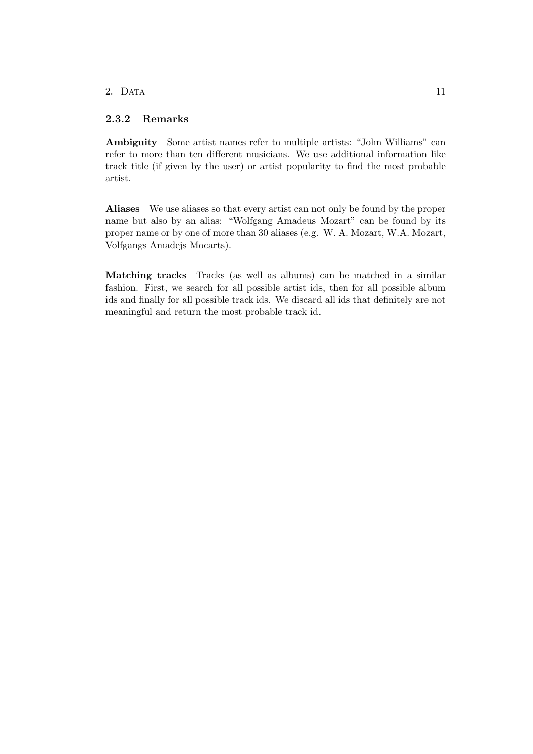### 2.3.2 Remarks

**Ambiguity** Some artist names refer to multiple artists: "John Williams" can refer to more than ten different musicians. We use additional information like track title (if given by the user) or artist popularity to find the most probable artist.

**Aliases** We use aliases so that every artist can not only be found by the proper name but also by an alias: "Wolfgang Amadeus Mozart" can be found by its proper name or by one of more than 30 aliases (e.g. W. A. Mozart, W.A. Mozart, Volfgangs Amadejs Mocarts).

**Matching tracks** Tracks (as well as albums) can be matched in a similar fashion. First, we search for all possible artist ids, then for all possible album ids and finally for all possible track ids. We discard all ids that definitely are not meaningful and return the most probable track id.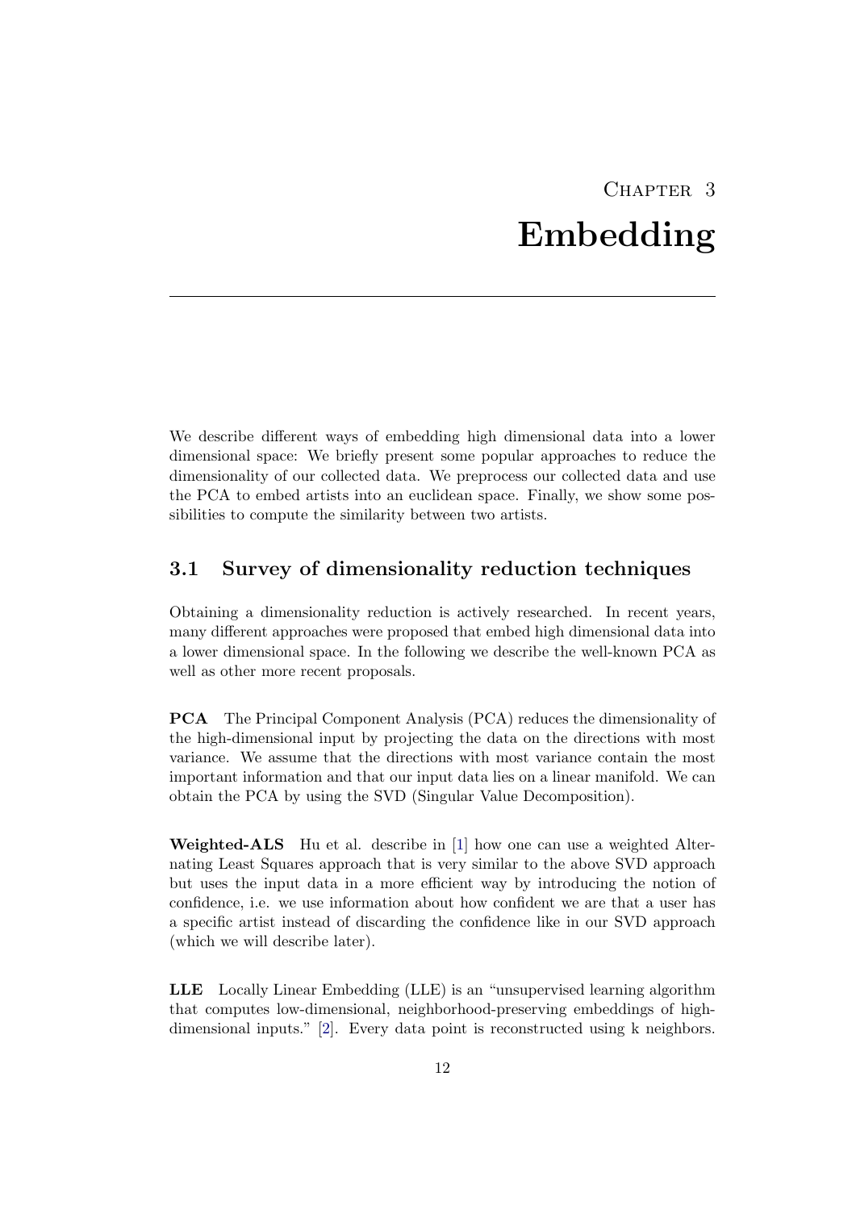# Chapter 3

# Embedding

We describe different ways of embedding high dimensional data into a lower dimensional space: We briefly present some popular approaches to reduce the dimensionality of our collected data. We preprocess our collected data and use the PCA to embed artists into an euclidean space. Finally, we show some possibilities to compute the similarity between two artists.

## 3.1 Survey of dimensionality reduction techniques

Obtaining a dimensionality reduction is actively researched. In recent years, many different approaches were proposed that embed high dimensional data into a lower dimensional space. In the following we describe the well-known PCA as well as other more recent proposals.

**PCA** The Principal Component Analysis (PCA) reduces the dimensionality of the high-dimensional input by projecting the data on the directions with most variance. We assume that the directions with most variance contain the most important information and that our input data lies on a linear manifold. We can obtain the PCA by using the SVD (Singular Value Decomposition).

**Weighted-ALS** Hu et al. describe in [1] how one can use a weighted Alternating Least Squares approach that is very similar to the above SVD approach but uses the input data in a more efficient way by introducing the notion of confidence, i.e. we use information about how confident we are that a user has a specific artist instead of discarding the confidence like in our SVD approach (which we will describe later).

**LLE** Locally Linear Embedding (LLE) is an "unsupervised learning algorithm that computes low-dimensional, neighborhood-preserving embeddings of high-dimensional inputs." [2]. Every data point is reconstructed using k neighbors.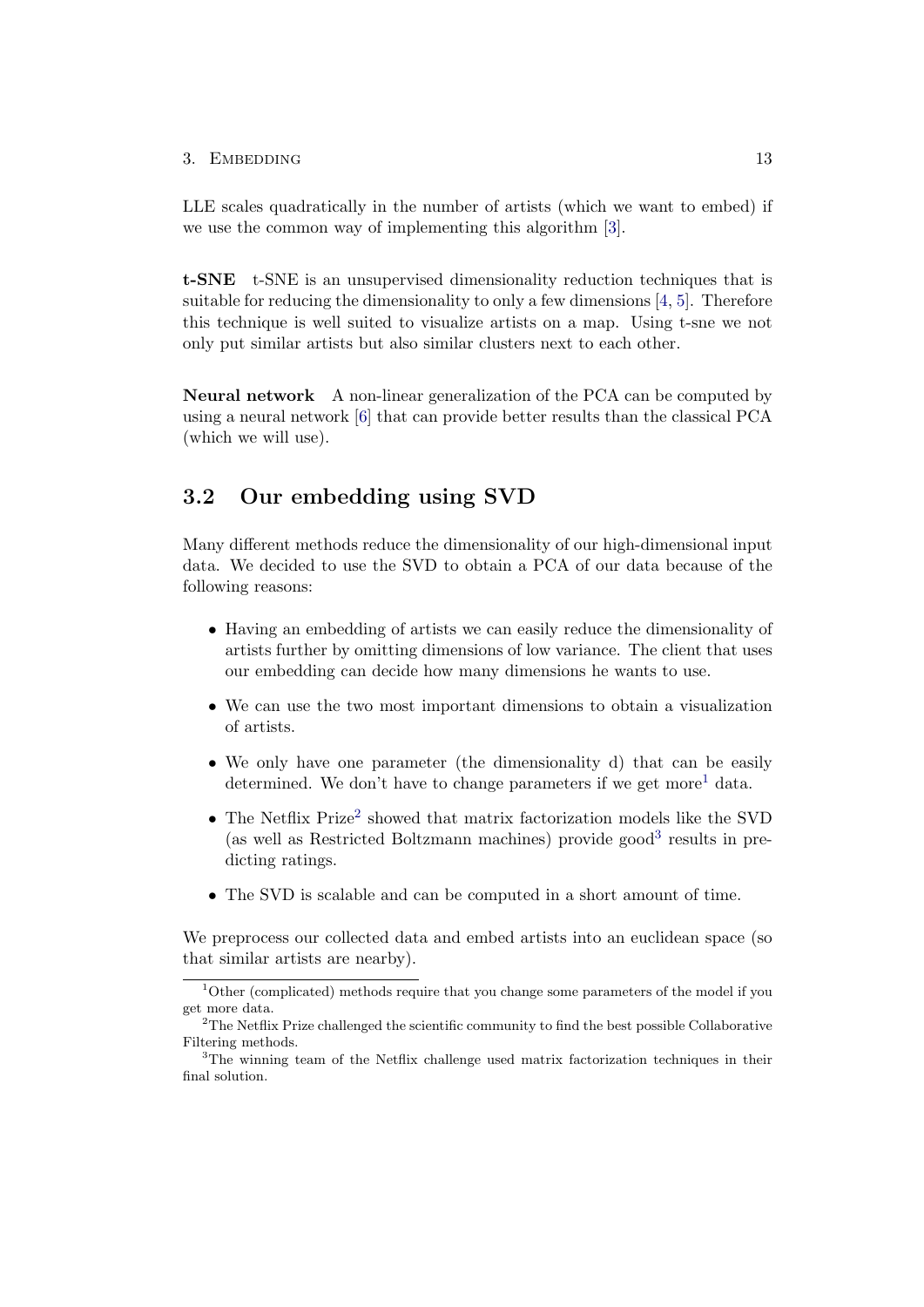LLE scales quadratically in the number of artists (which we want to embed) if we use the common way of implementing this algorithm [3].

**t-SNE** t-SNE is an unsupervised dimensionality reduction techniques that is suitable for reducing the dimensionality to only a few dimensions [4, 5]. Therefore this technique is well suited to visualize artists on a map. Using t-sne we not only put similar artists but also similar clusters next to each other.

**Neural network** A non-linear generalization of the PCA can be computed by using a neural network [6] that can provide better results than the classical PCA (which we will use).

## 3.2 Our embedding using SVD

Many different methods reduce the dimensionality of our high-dimensional input data. We decided to use the SVD to obtain a PCA of our data because of the following reasons:

- Having an embedding of artists we can easily reduce the dimensionality of artists further by omitting dimensions of low variance. The client that uses our embedding can decide how many dimensions he wants to use.
- We can use the two most important dimensions to obtain a visualization of artists.
- We only have one parameter (the dimensionality d) that can be easily determined. We don't have to change parameters if we get more[1] data.
- The Netflix Prize[2] showed that matrix factorization models like the SVD (as well as Restricted Boltzmann machines) provide good[3] results in predicting ratings.
- The SVD is scalable and can be computed in a short amount of time.

We preprocess our collected data and embed artists into an euclidean space (so that similar artists are nearby).

---

[1] Other (complicated) methods require that you change some parameters of the model if you get more data.

[2] The Netflix Prize challenged the scientific community to find the best possible Collaborative Filtering methods.

[3] The winning team of the Netflix challenge used matrix factorization techniques in their final solution.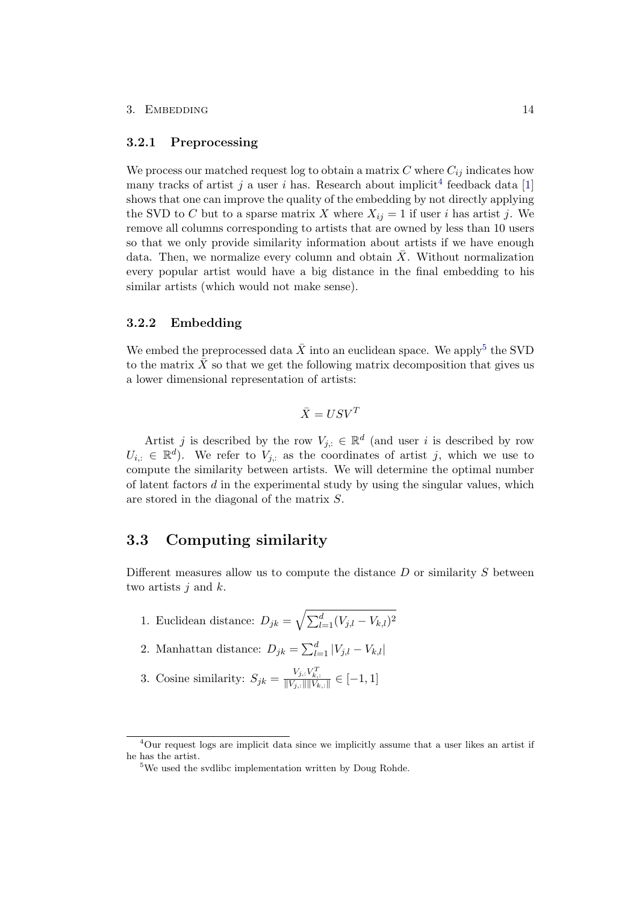### 3.2.1 Preprocessing

We process our matched request log to obtain a matrix $C$ where $C_{ij}$ indicates how many tracks of artist $j$ a user $i$ has. Research about implicit[4] feedback data [1] shows that one can improve the quality of the embedding by not directly applying the SVD to $C$ but to a sparse matrix $X$ where $X_{ij} = 1$ if user $i$ has artist $j$. We remove all columns corresponding to artists that are owned by less than 10 users so that we only provide similarity information about artists if we have enough data. Then, we normalize every column and obtain $\bar{X}$. Without normalization every popular artist would have a big distance in the final embedding to his similar artists (which would not make sense).

### 3.2.2 Embedding

We embed the preprocessed data $\bar{X}$ into an euclidean space. We apply[5] the SVD to the matrix $\bar{X}$ so that we get the following matrix decomposition that gives us a lower dimensional representation of artists:

$$\bar{X} = USV^T$$

Artist $j$ is described by the row $V_{j,:} \in \mathbb{R}^d$ (and user $i$ is described by row $U_{i,:} \in \mathbb{R}^d$). We refer to $V_{j,:}$ as the coordinates of artist $j$, which we use to compute the similarity between artists. We will determine the optimal number of latent factors $d$ in the experimental study by using the singular values, which are stored in the diagonal of the matrix $S$.

## 3.3 Computing similarity

Different measures allow us to compute the distance $D$ or similarity $S$ between two artists $j$ and $k$.

1. Euclidean distance: $D_{jk} = \sqrt{\sum_{l=1}^{d} (V_{j,l} - V_{k,l})^2}$
2. Manhattan distance: $D_{jk} = \sum_{l=1}^{d} |V_{j,l} - V_{k,l}|$
3. Cosine similarity: $S_{jk} = \frac{V_{j,:} V_{k,:}^T}{\|V_{j,:}\| \|V_{k,:}\|} \in [-1, 1]$

[4] Our request logs are implicit data since we implicitly assume that a user likes an artist if he has the artist.

[5] We used the svdlibc implementation written by Doug Rohde.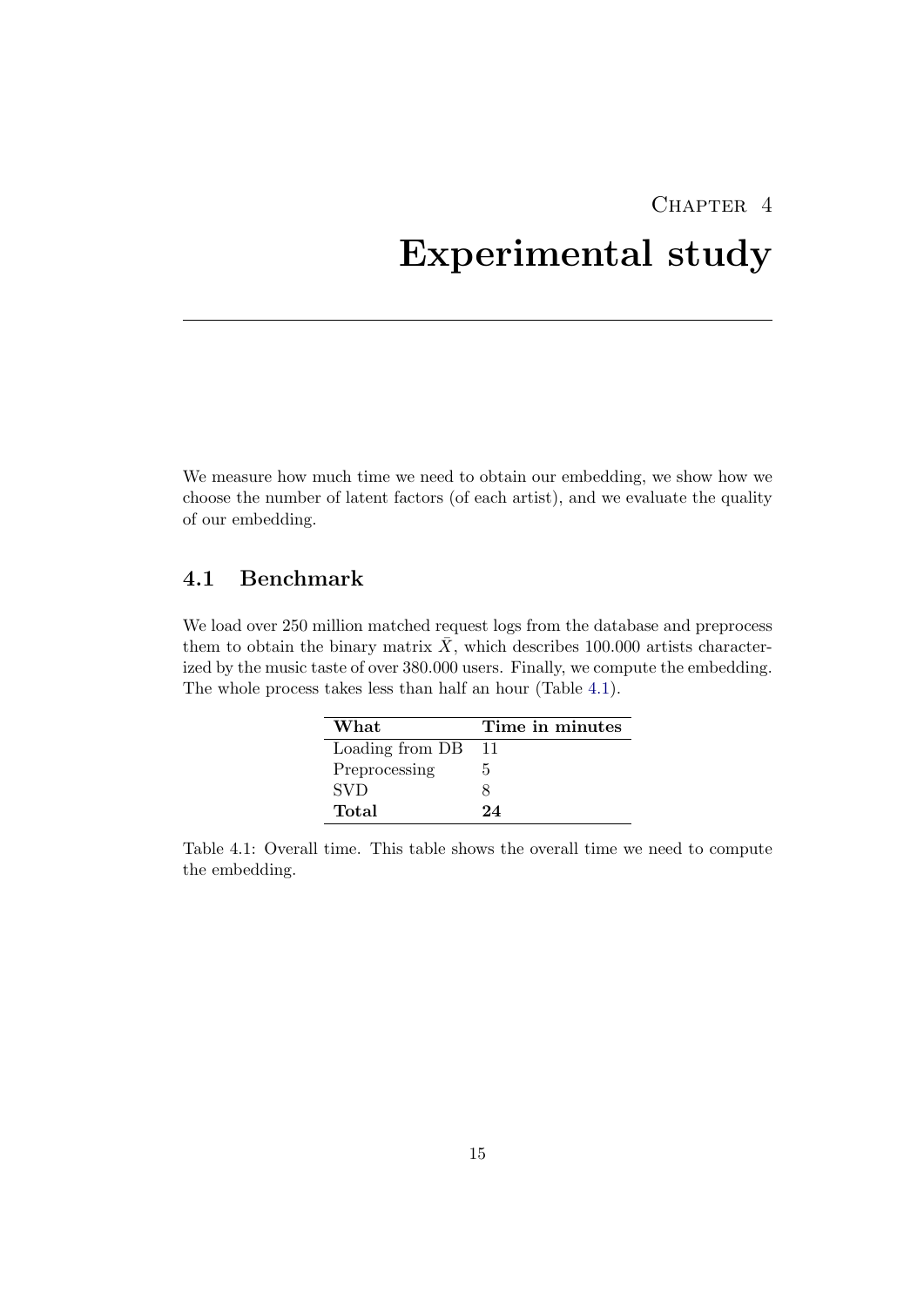# Chapter 4

# Experimental study

We measure how much time we need to obtain our embedding, we show how we choose the number of latent factors (of each artist), and we evaluate the quality of our embedding.

## 4.1 Benchmark

We load over 250 million matched request logs from the database and preprocess them to obtain the binary matrix $\bar{X}$, which describes 100.000 artists characterized by the music taste of over 380.000 users. Finally, we compute the embedding. The whole process takes less than half an hour (Table 4.1).

| **What** | **Time in minutes** |
|---|---|
| Loading from DB | 11 |
| Preprocessing | 5 |
| SVD | 8 |
| **Total** | **24** |

Table 4.1: Overall time. This table shows the overall time we need to compute the embedding.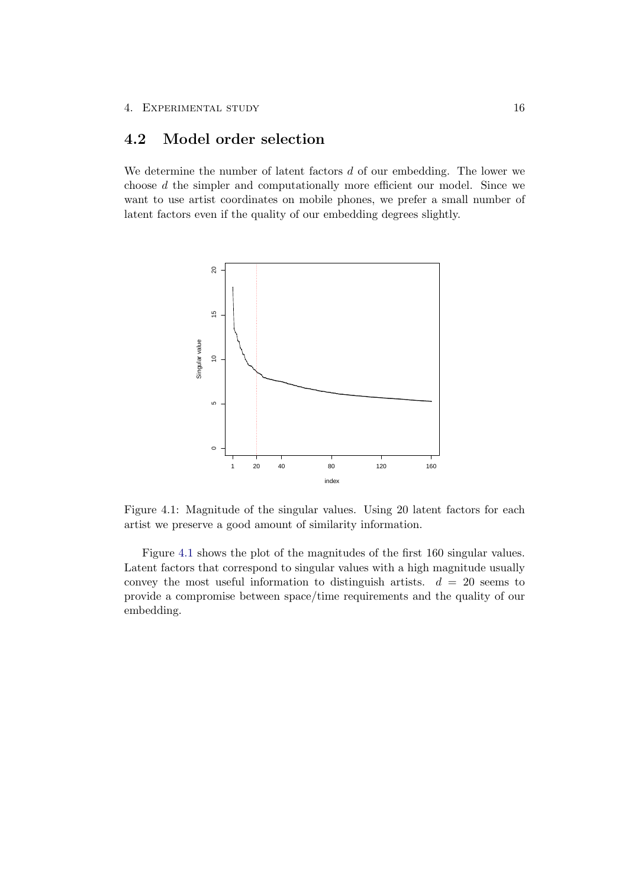## 4.2 Model order selection

We determine the number of latent factors $d$ of our embedding. The lower we choose $d$ the simpler and computationally more efficient our model. Since we want to use artist coordinates on mobile phones, we prefer a small number of latent factors even if the quality of our embedding degrees slightly.

Figure 4.1: Magnitude of the singular values. Using 20 latent factors for each artist we preserve a good amount of similarity information.

Figure 4.1 shows the plot of the magnitudes of the first 160 singular values. Latent factors that correspond to singular values with a high magnitude usually convey the most useful information to distinguish artists. $d = 20$ seems to provide a compromise between space/time requirements and the quality of our embedding.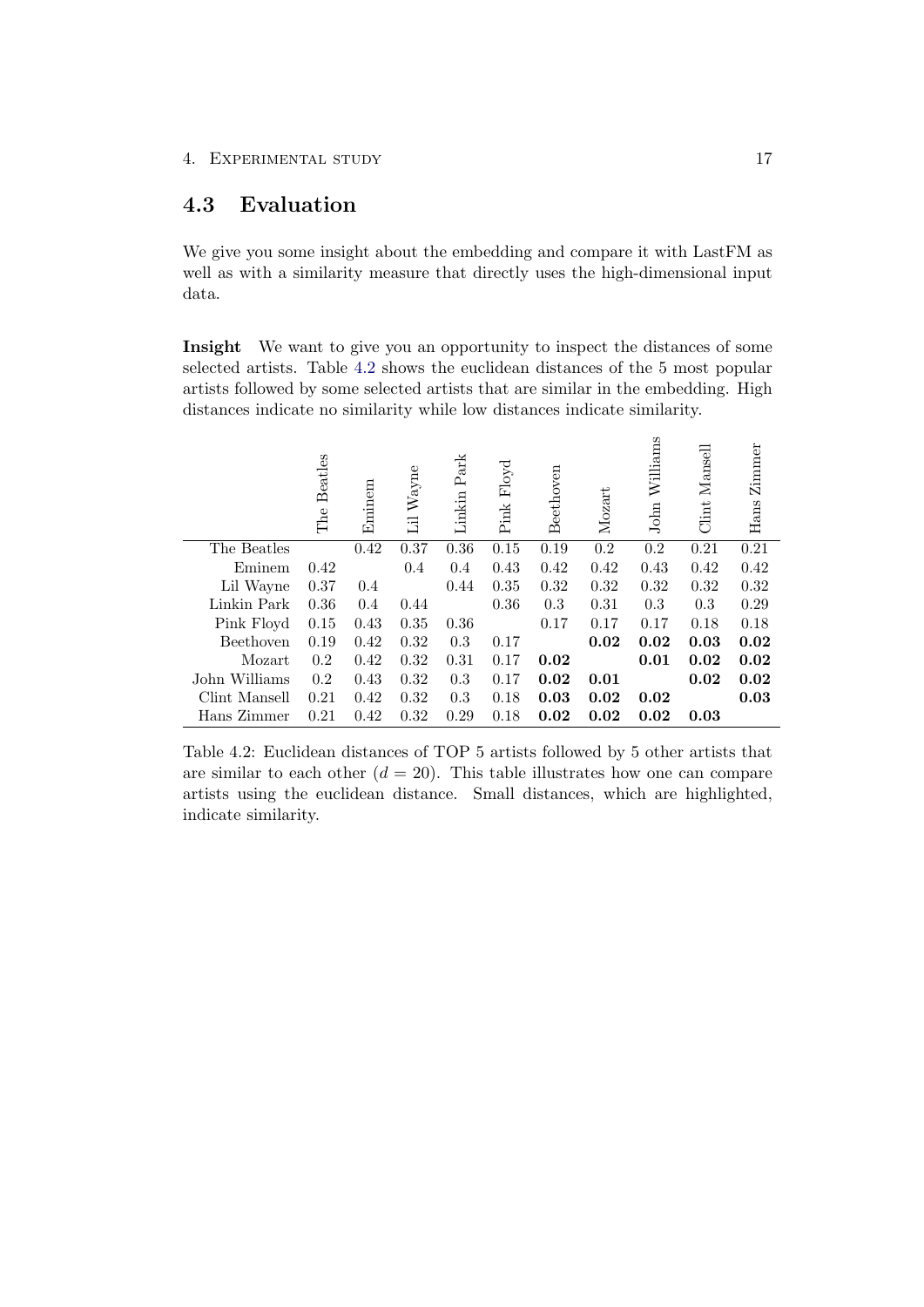## 4.3 Evaluation

We give you some insight about the embedding and compare it with LastFM as well as with a similarity measure that directly uses the high-dimensional input data.

**Insight** We want to give you an opportunity to inspect the distances of some selected artists. Table 4.2 shows the euclidean distances of the 5 most popular artists followed by some selected artists that are similar in the embedding. High distances indicate no similarity while low distances indicate similarity.

| | The Beatles | Eminem | Lil Wayne | Linkin Park | Pink Floyd | Beethoven | Mozart | John Williams | Clint Mansell | Hans Zimmer |
|---|---|---|---|---|---|---|---|---|---|---|
| The Beatles | | 0.42 | 0.37 | 0.36 | 0.15 | 0.19 | 0.2 | 0.2 | 0.21 | 0.21 |
| Eminem | 0.42 | | 0.4 | 0.4 | 0.43 | 0.42 | 0.42 | 0.43 | 0.42 | 0.42 |
| Lil Wayne | 0.37 | 0.4 | | 0.44 | 0.35 | 0.32 | 0.32 | 0.32 | 0.32 | 0.32 |
| Linkin Park | 0.36 | 0.4 | 0.44 | | 0.36 | 0.3 | 0.31 | 0.3 | 0.3 | 0.29 |
| Pink Floyd | 0.15 | 0.43 | 0.35 | 0.36 | | 0.17 | 0.17 | 0.17 | 0.18 | 0.18 |
| Beethoven | 0.19 | 0.42 | 0.32 | 0.3 | 0.17 | | **0.02** | **0.02** | **0.03** | **0.02** |
| Mozart | 0.2 | 0.42 | 0.32 | 0.31 | 0.17 | **0.02** | | **0.01** | **0.02** | **0.02** |
| John Williams | 0.2 | 0.43 | 0.32 | 0.3 | 0.17 | **0.02** | **0.01** | | **0.02** | **0.02** |
| Clint Mansell | 0.21 | 0.42 | 0.32 | 0.3 | 0.18 | **0.03** | **0.02** | **0.02** | | **0.03** |
| Hans Zimmer | 0.21 | 0.42 | 0.32 | 0.29 | 0.18 | **0.02** | **0.02** | **0.02** | **0.03** | |

Table 4.2: Euclidean distances of TOP 5 artists followed by 5 other artists that are similar to each other ($d = 20$). This table illustrates how one can compare artists using the euclidean distance. Small distances, which are highlighted, indicate similarity.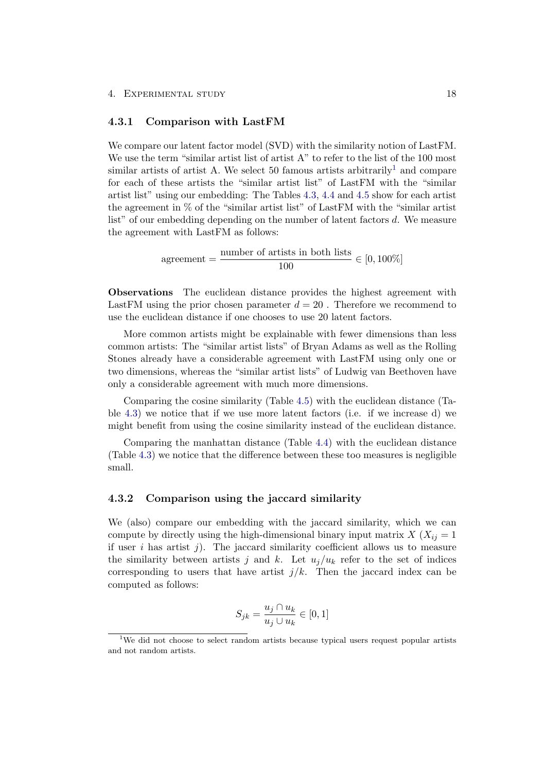### 4.3.1 Comparison with LastFM

We compare our latent factor model (SVD) with the similarity notion of LastFM. We use the term "similar artist list of artist A" to refer to the list of the 100 most similar artists of artist A. We select 50 famous artists arbitrarily[1] and compare for each of these artists the "similar artist list" of LastFM with the "similar artist list" using our embedding: The Tables 4.3, 4.4 and 4.5 show for each artist the agreement in % of the "similar artist list" of LastFM with the "similar artist list" of our embedding depending on the number of latent factors $d$. We measure the agreement with LastFM as follows:

$$\text{agreement} = \frac{\text{number of artists in both lists}}{100} \in [0, 100\%]$$

**Observations** The euclidean distance provides the highest agreement with LastFM using the prior chosen parameter $d = 20$ . Therefore we recommend to use the euclidean distance if one chooses to use 20 latent factors.

More common artists might be explainable with fewer dimensions than less common artists: The "similar artist lists" of Bryan Adams as well as the Rolling Stones already have a considerable agreement with LastFM using only one or two dimensions, whereas the "similar artist lists" of Ludwig van Beethoven have only a considerable agreement with much more dimensions.

Comparing the cosine similarity (Table 4.5) with the euclidean distance (Table 4.3) we notice that if we use more latent factors (i.e. if we increase d) we might benefit from using the cosine similarity instead of the euclidean distance.

Comparing the manhattan distance (Table 4.4) with the euclidean distance (Table 4.3) we notice that the difference between these too measures is negligible small.

### 4.3.2 Comparison using the jaccard similarity

We (also) compare our embedding with the jaccard similarity, which we can compute by directly using the high-dimensional binary input matrix $X$ ($X_{ij} = 1$ if user $i$ has artist $j$). The jaccard similarity coefficient allows us to measure the similarity between artists $j$ and $k$. Let $u_j/u_k$ refer to the set of indices corresponding to users that have artist $j/k$. Then the jaccard index can be computed as follows:

$$S_{jk} = \frac{u_j \cap u_k}{u_j \cup u_k} \in [0, 1]$$

[1] We did not choose to select random artists because typical users request popular artists and not random artists.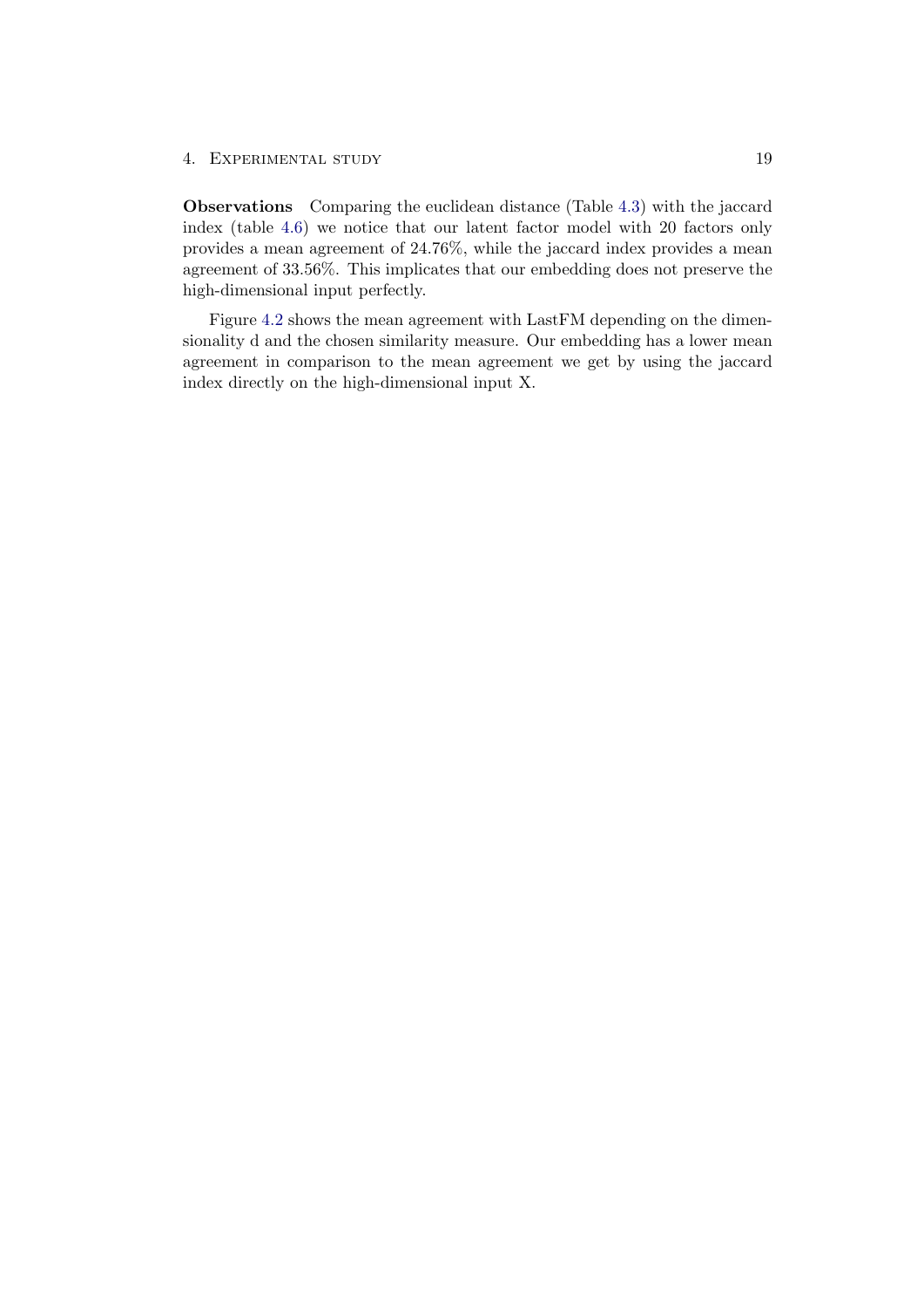**Observations** Comparing the euclidean distance (Table 4.3) with the jaccard index (table 4.6) we notice that our latent factor model with 20 factors only provides a mean agreement of 24.76%, while the jaccard index provides a mean agreement of 33.56%. This implicates that our embedding does not preserve the high-dimensional input perfectly.

Figure 4.2 shows the mean agreement with LastFM depending on the dimensionality d and the chosen similarity measure. Our embedding has a lower mean agreement in comparison to the mean agreement we get by using the jaccard index directly on the high-dimensional input X.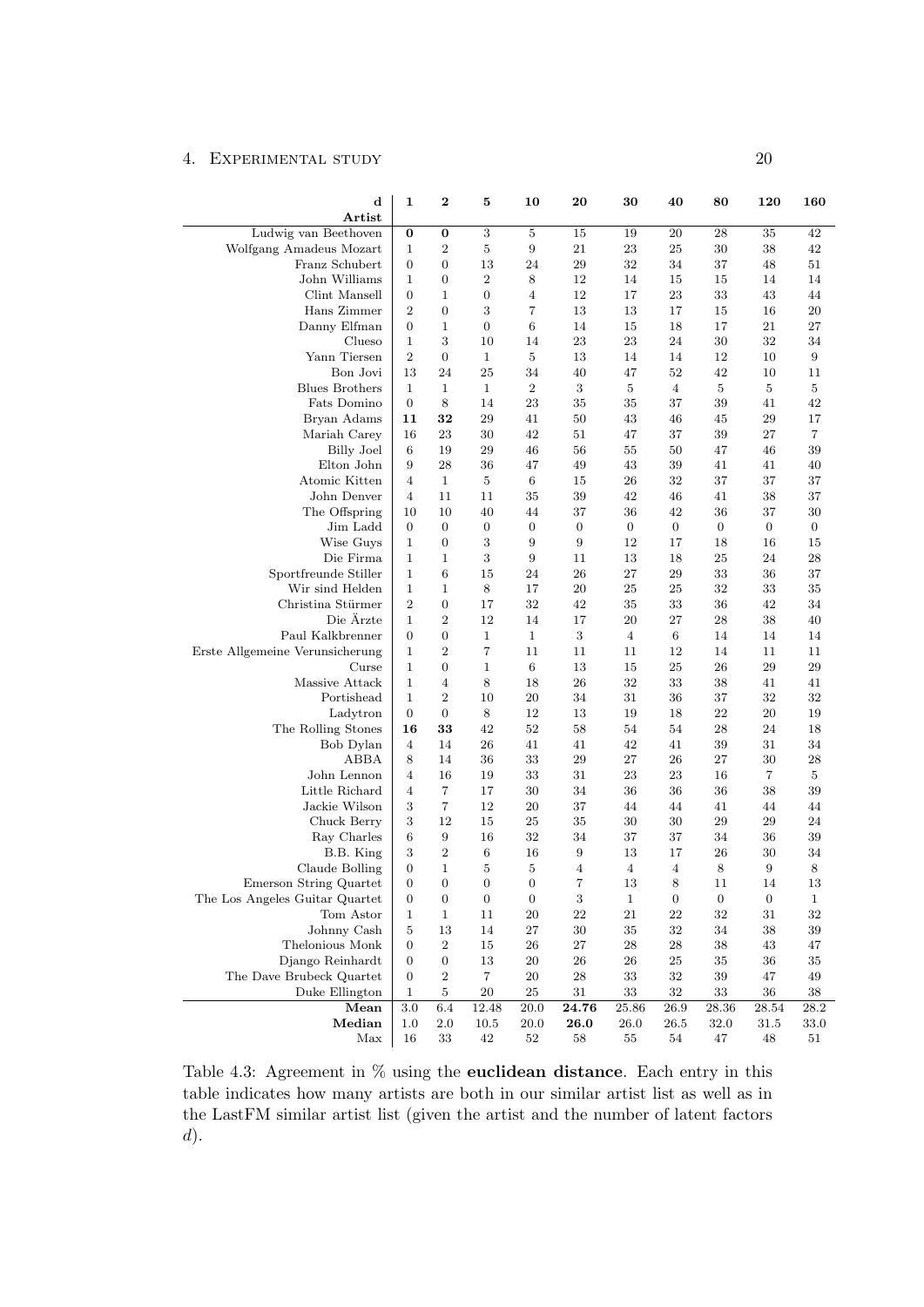| d / Artist | 1 | 2 | 5 | 10 | 20 | 30 | 40 | 80 | 120 | 160 |
|---|---|---|---|---|---|---|---|---|---|---|
| Ludwig van Beethoven | **0** | **0** | 3 | 5 | 15 | 19 | 20 | 28 | 35 | 42 |
| Wolfgang Amadeus Mozart | 1 | 2 | 5 | 9 | 21 | 23 | 25 | 30 | 38 | 42 |
| Franz Schubert | 0 | 0 | 13 | 24 | 29 | 32 | 34 | 37 | 48 | 51 |
| John Williams | 1 | 0 | 2 | 8 | 12 | 14 | 15 | 15 | 14 | 14 |
| Clint Mansell | 0 | 1 | 0 | 4 | 12 | 17 | 23 | 33 | 43 | 44 |
| Hans Zimmer | 2 | 0 | 3 | 7 | 13 | 13 | 17 | 15 | 16 | 20 |
| Danny Elfman | 0 | 1 | 0 | 6 | 14 | 15 | 18 | 17 | 21 | 27 |
| Clueso | 1 | 3 | 10 | 14 | 23 | 23 | 24 | 30 | 32 | 34 |
| Yann Tiersen | 2 | 0 | 1 | 5 | 13 | 14 | 14 | 12 | 10 | 9 |
| Bon Jovi | 13 | 24 | 25 | 34 | 40 | 47 | 52 | 42 | 10 | 11 |
| Blues Brothers | 1 | 1 | 1 | 2 | 3 | 5 | 4 | 5 | 5 | 5 |
| Fats Domino | 0 | 8 | 14 | 23 | 35 | 35 | 37 | 39 | 41 | 42 |
| Bryan Adams | **11** | **32** | 29 | 41 | 50 | 43 | 46 | 45 | 29 | 17 |
| Mariah Carey | 16 | 23 | 30 | 42 | 51 | 47 | 37 | 39 | 27 | 7 |
| Billy Joel | 6 | 19 | 29 | 46 | 56 | 55 | 50 | 47 | 46 | 39 |
| Elton John | 9 | 28 | 36 | 47 | 49 | 43 | 39 | 41 | 41 | 40 |
| Atomic Kitten | 4 | 1 | 5 | 6 | 15 | 26 | 32 | 37 | 37 | 37 |
| John Denver | 4 | 11 | 11 | 35 | 39 | 42 | 46 | 41 | 38 | 37 |
| The Offspring | 10 | 10 | 40 | 44 | 37 | 36 | 42 | 36 | 37 | 30 |
| Jim Ladd | 0 | 0 | 0 | 0 | 0 | 0 | 0 | 0 | 0 | 0 |
| Wise Guys | 1 | 0 | 3 | 9 | 9 | 12 | 17 | 18 | 16 | 15 |
| Die Firma | 1 | 1 | 3 | 9 | 11 | 13 | 18 | 25 | 24 | 28 |
| Sportfreunde Stiller | 1 | 6 | 15 | 24 | 26 | 27 | 29 | 33 | 36 | 37 |
| Wir sind Helden | 1 | 1 | 8 | 17 | 20 | 25 | 25 | 32 | 33 | 35 |
| Christina Stürmer | 2 | 0 | 17 | 32 | 42 | 35 | 33 | 36 | 42 | 34 |
| Die Ärzte | 1 | 2 | 12 | 14 | 17 | 20 | 27 | 28 | 38 | 40 |
| Paul Kalkbrenner | 0 | 0 | 1 | 1 | 3 | 4 | 6 | 14 | 14 | 14 |
| Erste Allgemeine Verunsicherung | 1 | 2 | 7 | 11 | 11 | 11 | 12 | 14 | 11 | 11 |
| Curse | 1 | 0 | 1 | 6 | 13 | 15 | 25 | 26 | 29 | 29 |
| Massive Attack | 1 | 4 | 8 | 18 | 26 | 32 | 33 | 38 | 41 | 41 |
| Portishead | 1 | 2 | 10 | 20 | 34 | 31 | 36 | 37 | 32 | 32 |
| Ladytron | 0 | 0 | 8 | 12 | 13 | 19 | 18 | 22 | 20 | 19 |
| The Rolling Stones | **16** | **33** | 42 | 52 | 58 | 54 | 54 | 28 | 24 | 18 |
| Bob Dylan | 4 | 14 | 26 | 41 | 41 | 42 | 41 | 39 | 31 | 34 |
| ABBA | 8 | 14 | 36 | 33 | 29 | 27 | 26 | 27 | 30 | 28 |
| John Lennon | 4 | 16 | 19 | 33 | 31 | 23 | 23 | 16 | 7 | 5 |
| Little Richard | 4 | 7 | 17 | 30 | 34 | 36 | 36 | 36 | 38 | 39 |
| Jackie Wilson | 3 | 7 | 12 | 20 | 37 | 44 | 44 | 41 | 44 | 44 |
| Chuck Berry | 3 | 12 | 15 | 25 | 35 | 30 | 30 | 29 | 29 | 24 |
| Ray Charles | 6 | 9 | 16 | 32 | 34 | 37 | 37 | 34 | 36 | 39 |
| B.B. King | 3 | 2 | 6 | 16 | 9 | 13 | 17 | 26 | 30 | 34 |
| Claude Bolling | 0 | 1 | 5 | 5 | 4 | 4 | 4 | 8 | 9 | 8 |
| Emerson String Quartet | 0 | 0 | 0 | 0 | 7 | 13 | 8 | 11 | 14 | 13 |
| The Los Angeles Guitar Quartet | 0 | 0 | 0 | 0 | 3 | 1 | 0 | 0 | 0 | 1 |
| Tom Astor | 1 | 1 | 11 | 20 | 22 | 21 | 22 | 32 | 31 | 32 |
| Johnny Cash | 5 | 13 | 14 | 27 | 30 | 35 | 32 | 34 | 38 | 39 |
| Thelonious Monk | 0 | 2 | 15 | 26 | 27 | 28 | 28 | 38 | 43 | 47 |
| Django Reinhardt | 0 | 0 | 13 | 20 | 26 | 26 | 25 | 35 | 36 | 35 |
| The Dave Brubeck Quartet | 0 | 2 | 7 | 20 | 28 | 33 | 32 | 39 | 47 | 49 |
| Duke Ellington | 1 | 5 | 20 | 25 | 31 | 33 | 32 | 33 | 36 | 38 |
| **Mean** | 3.0 | 6.4 | 12.48 | 20.0 | **24.76** | 25.86 | 26.9 | 28.36 | 28.54 | 28.2 |
| **Median** | 1.0 | 2.0 | 10.5 | 20.0 | **26.0** | 26.0 | 26.5 | 32.0 | 31.5 | 33.0 |
| Max | 16 | 33 | 42 | 52 | 58 | 55 | 54 | 47 | 48 | 51 |

Table 4.3: Agreement in % using the **euclidean distance**. Each entry in this table indicates how many artists are both in our similar artist list as well as in the LastFM similar artist list (given the artist and the number of latent factors $d$).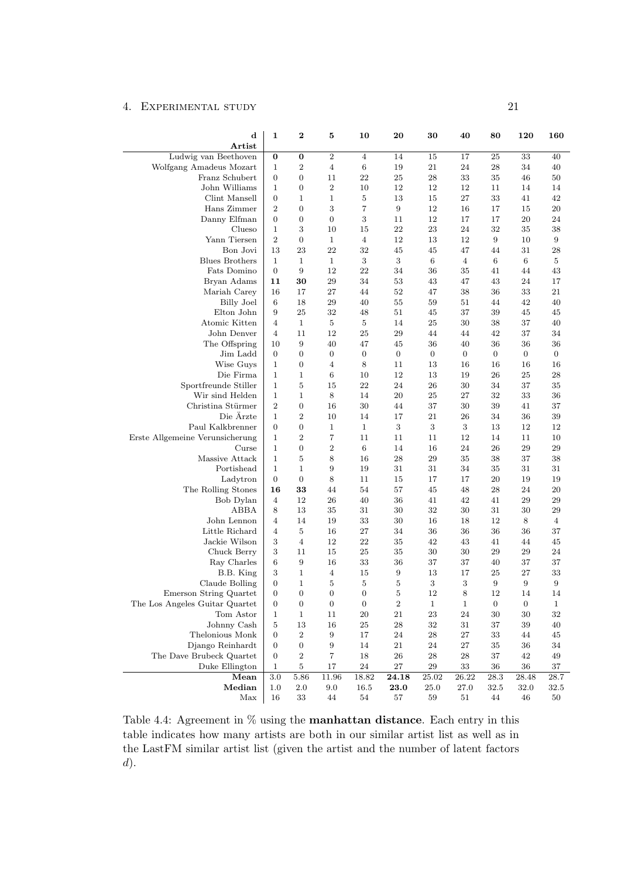| d / Artist | **1** | **2** | **5** | **10** | **20** | **30** | **40** | **80** | **120** | **160** |
|---|---|---|---|---|---|---|---|---|---|---|
| Ludwig van Beethoven | **0** | **0** | 2 | 4 | 14 | 15 | 17 | 25 | 33 | 40 |
| Wolfgang Amadeus Mozart | 1 | 2 | 4 | 6 | 19 | 21 | 24 | 28 | 34 | 40 |
| Franz Schubert | 0 | 0 | 11 | 22 | 25 | 28 | 33 | 35 | 46 | 50 |
| John Williams | 1 | 0 | 2 | 10 | 12 | 12 | 12 | 11 | 14 | 14 |
| Clint Mansell | 0 | 1 | 1 | 5 | 13 | 15 | 27 | 33 | 41 | 42 |
| Hans Zimmer | 2 | 0 | 3 | 7 | 9 | 12 | 16 | 17 | 15 | 20 |
| Danny Elfman | 0 | 0 | 0 | 3 | 11 | 12 | 17 | 17 | 20 | 24 |
| Clueso | 1 | 3 | 10 | 15 | 22 | 23 | 24 | 32 | 35 | 38 |
| Yann Tiersen | 2 | 0 | 1 | 4 | 12 | 13 | 12 | 9 | 10 | 9 |
| Bon Jovi | 13 | 23 | 22 | 32 | 45 | 45 | 47 | 44 | 31 | 28 |
| Blues Brothers | 1 | 1 | 1 | 3 | 3 | 6 | 4 | 6 | 6 | 5 |
| Fats Domino | 0 | 9 | 12 | 22 | 34 | 36 | 35 | 41 | 44 | 43 |
| Bryan Adams | **11** | **30** | 29 | 34 | 53 | 43 | 47 | 43 | 24 | 17 |
| Mariah Carey | 16 | 17 | 27 | 44 | 52 | 47 | 38 | 36 | 33 | 21 |
| Billy Joel | 6 | 18 | 29 | 40 | 55 | 59 | 51 | 44 | 42 | 40 |
| Elton John | 9 | 25 | 32 | 48 | 51 | 45 | 37 | 39 | 45 | 45 |
| Atomic Kitten | 4 | 1 | 5 | 5 | 14 | 25 | 30 | 38 | 37 | 40 |
| John Denver | 4 | 11 | 12 | 25 | 29 | 44 | 44 | 42 | 37 | 34 |
| The Offspring | 10 | 9 | 40 | 47 | 45 | 36 | 40 | 36 | 36 | 36 |
| Jim Ladd | 0 | 0 | 0 | 0 | 0 | 0 | 0 | 0 | 0 | 0 |
| Wise Guys | 1 | 0 | 4 | 8 | 11 | 13 | 16 | 16 | 16 | 16 |
| Die Firma | 1 | 1 | 6 | 10 | 12 | 13 | 19 | 26 | 25 | 28 |
| Sportfreunde Stiller | 1 | 5 | 15 | 22 | 24 | 26 | 30 | 34 | 37 | 35 |
| Wir sind Helden | 1 | 1 | 8 | 14 | 20 | 25 | 27 | 32 | 33 | 36 |
| Christina Stürmer | 2 | 0 | 16 | 30 | 44 | 37 | 30 | 39 | 41 | 37 |
| Die Ärzte | 1 | 2 | 10 | 14 | 17 | 21 | 26 | 34 | 36 | 39 |
| Paul Kalkbrenner | 0 | 0 | 1 | 1 | 3 | 3 | 3 | 13 | 12 | 12 |
| Erste Allgemeine Verunsicherung | 1 | 2 | 7 | 11 | 11 | 11 | 12 | 14 | 11 | 10 |
| Curse | 1 | 0 | 2 | 6 | 14 | 16 | 24 | 26 | 29 | 29 |
| Massive Attack | 1 | 5 | 8 | 16 | 28 | 29 | 35 | 38 | 37 | 38 |
| Portishead | 1 | 1 | 9 | 19 | 31 | 31 | 34 | 35 | 31 | 31 |
| Ladytron | 0 | 0 | 8 | 11 | 15 | 17 | 17 | 20 | 19 | 19 |
| The Rolling Stones | **16** | **33** | 44 | 54 | 57 | 45 | 48 | 28 | 24 | 20 |
| Bob Dylan | 4 | 12 | 26 | 40 | 36 | 41 | 42 | 41 | 29 | 29 |
| ABBA | 8 | 13 | 35 | 31 | 30 | 32 | 30 | 31 | 30 | 29 |
| John Lennon | 4 | 14 | 19 | 33 | 30 | 16 | 18 | 12 | 8 | 4 |
| Little Richard | 4 | 5 | 16 | 27 | 34 | 36 | 36 | 36 | 36 | 37 |
| Jackie Wilson | 3 | 4 | 12 | 22 | 35 | 42 | 43 | 41 | 44 | 45 |
| Chuck Berry | 3 | 11 | 15 | 25 | 35 | 30 | 30 | 29 | 29 | 24 |
| Ray Charles | 6 | 9 | 16 | 33 | 36 | 37 | 37 | 40 | 37 | 37 |
| B.B. King | 3 | 1 | 4 | 15 | 9 | 13 | 17 | 25 | 27 | 33 |
| Claude Bolling | 0 | 1 | 5 | 5 | 5 | 3 | 3 | 9 | 9 | 9 |
| Emerson String Quartet | 0 | 0 | 0 | 0 | 5 | 12 | 8 | 12 | 14 | 14 |
| The Los Angeles Guitar Quartet | 0 | 0 | 0 | 0 | 2 | 1 | 1 | 0 | 0 | 1 |
| Tom Astor | 1 | 1 | 11 | 20 | 21 | 23 | 24 | 30 | 30 | 32 |
| Johnny Cash | 5 | 13 | 16 | 25 | 28 | 32 | 31 | 37 | 39 | 40 |
| Thelonious Monk | 0 | 2 | 9 | 17 | 24 | 28 | 27 | 33 | 44 | 45 |
| Django Reinhardt | 0 | 0 | 9 | 14 | 21 | 24 | 27 | 35 | 36 | 34 |
| The Dave Brubeck Quartet | 0 | 2 | 7 | 18 | 26 | 28 | 28 | 37 | 42 | 49 |
| Duke Ellington | 1 | 5 | 17 | 24 | 27 | 29 | 33 | 36 | 36 | 37 |
| **Mean** | 3.0 | 5.86 | 11.96 | 18.82 | **24.18** | 25.02 | 26.22 | 28.3 | 28.48 | 28.7 |
| **Median** | 1.0 | 2.0 | 9.0 | 16.5 | **23.0** | 25.0 | 27.0 | 32.5 | 32.0 | 32.5 |
| Max | 16 | 33 | 44 | 54 | 57 | 59 | 51 | 44 | 46 | 50 |

Table 4.4: Agreement in % using the **manhattan distance**. Each entry in this table indicates how many artists are both in our similar artist list as well as in the LastFM similar artist list (given the artist and the number of latent factors $d$).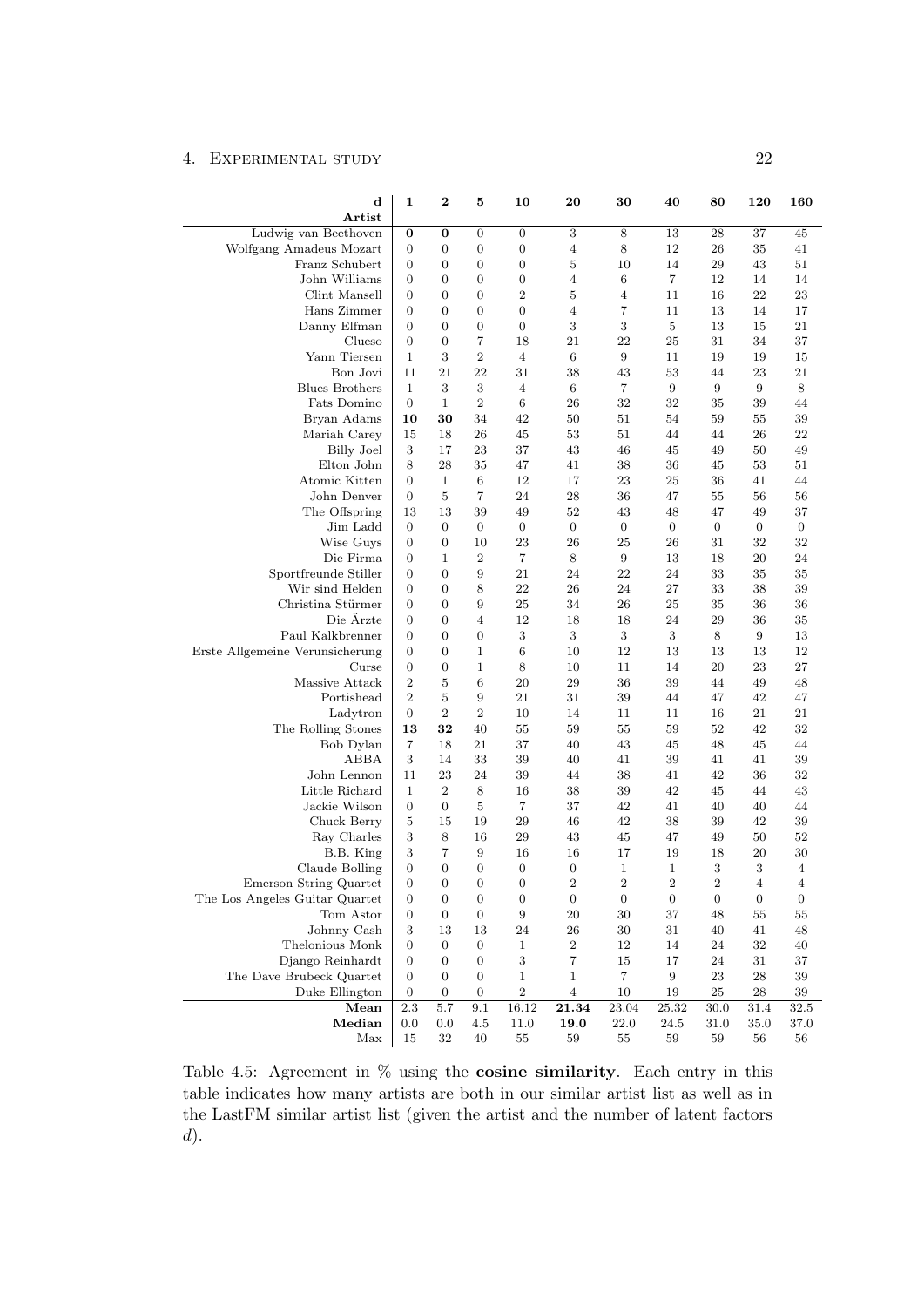| d / Artist | 1 | 2 | 5 | 10 | 20 | 30 | 40 | 80 | 120 | 160 |
|---|---|---|---|---|---|---|---|---|---|---|
| Ludwig van Beethoven | **0** | **0** | 0 | 0 | 3 | 8 | 13 | 28 | 37 | 45 |
| Wolfgang Amadeus Mozart | 0 | 0 | 0 | 0 | 4 | 8 | 12 | 26 | 35 | 41 |
| Franz Schubert | 0 | 0 | 0 | 0 | 5 | 10 | 14 | 29 | 43 | 51 |
| John Williams | 0 | 0 | 0 | 0 | 4 | 6 | 7 | 12 | 14 | 14 |
| Clint Mansell | 0 | 0 | 0 | 2 | 5 | 4 | 11 | 16 | 22 | 23 |
| Hans Zimmer | 0 | 0 | 0 | 0 | 4 | 7 | 11 | 13 | 14 | 17 |
| Danny Elfman | 0 | 0 | 0 | 0 | 3 | 3 | 5 | 13 | 15 | 21 |
| Clueso | 0 | 0 | 7 | 18 | 21 | 22 | 25 | 31 | 34 | 37 |
| Yann Tiersen | 1 | 3 | 2 | 4 | 6 | 9 | 11 | 19 | 19 | 15 |
| Bon Jovi | 11 | 21 | 22 | 31 | 38 | 43 | 53 | 44 | 23 | 21 |
| Blues Brothers | 1 | 3 | 3 | 4 | 6 | 7 | 9 | 9 | 9 | 8 |
| Fats Domino | 0 | 1 | 2 | 6 | 26 | 32 | 32 | 35 | 39 | 44 |
| Bryan Adams | **10** | **30** | 34 | 42 | 50 | 51 | 54 | 59 | 55 | 39 |
| Mariah Carey | 15 | 18 | 26 | 45 | 53 | 51 | 44 | 44 | 26 | 22 |
| Billy Joel | 3 | 17 | 23 | 37 | 43 | 46 | 45 | 49 | 50 | 49 |
| Elton John | 8 | 28 | 35 | 47 | 41 | 38 | 36 | 45 | 53 | 51 |
| Atomic Kitten | 0 | 1 | 6 | 12 | 17 | 23 | 25 | 36 | 41 | 44 |
| John Denver | 0 | 5 | 7 | 24 | 28 | 36 | 47 | 55 | 56 | 56 |
| The Offspring | 13 | 13 | 39 | 49 | 52 | 43 | 48 | 47 | 49 | 37 |
| Jim Ladd | 0 | 0 | 0 | 0 | 0 | 0 | 0 | 0 | 0 | 0 |
| Wise Guys | 0 | 0 | 10 | 23 | 26 | 25 | 26 | 31 | 32 | 32 |
| Die Firma | 0 | 1 | 2 | 7 | 8 | 9 | 13 | 18 | 20 | 24 |
| Sportfreunde Stiller | 0 | 0 | 9 | 21 | 24 | 22 | 24 | 33 | 35 | 35 |
| Wir sind Helden | 0 | 0 | 8 | 22 | 26 | 24 | 27 | 33 | 38 | 39 |
| Christina Stürmer | 0 | 0 | 9 | 25 | 34 | 26 | 25 | 35 | 36 | 36 |
| Die Ärzte | 0 | 0 | 4 | 12 | 18 | 18 | 24 | 29 | 36 | 35 |
| Paul Kalkbrenner | 0 | 0 | 0 | 3 | 3 | 3 | 3 | 8 | 9 | 13 |
| Erste Allgemeine Verunsicherung | 0 | 0 | 1 | 6 | 10 | 12 | 13 | 13 | 13 | 12 |
| Curse | 0 | 0 | 1 | 8 | 10 | 11 | 14 | 20 | 23 | 27 |
| Massive Attack | 2 | 5 | 6 | 20 | 29 | 36 | 39 | 44 | 49 | 48 |
| Portishead | 2 | 5 | 9 | 21 | 31 | 39 | 44 | 47 | 42 | 47 |
| Ladytron | 0 | 2 | 2 | 10 | 14 | 11 | 11 | 16 | 21 | 21 |
| The Rolling Stones | **13** | **32** | 40 | 55 | 59 | 55 | 59 | 52 | 42 | 32 |
| Bob Dylan | 7 | 18 | 21 | 37 | 40 | 43 | 45 | 48 | 45 | 44 |
| ABBA | 3 | 14 | 33 | 39 | 40 | 41 | 39 | 41 | 41 | 39 |
| John Lennon | 11 | 23 | 24 | 39 | 44 | 38 | 41 | 42 | 36 | 32 |
| Little Richard | 1 | 2 | 8 | 16 | 38 | 39 | 42 | 45 | 44 | 43 |
| Jackie Wilson | 0 | 0 | 5 | 7 | 37 | 42 | 41 | 40 | 40 | 44 |
| Chuck Berry | 5 | 15 | 19 | 29 | 46 | 42 | 38 | 39 | 42 | 39 |
| Ray Charles | 3 | 8 | 16 | 29 | 43 | 45 | 47 | 49 | 50 | 52 |
| B.B. King | 3 | 7 | 9 | 16 | 16 | 17 | 19 | 18 | 20 | 30 |
| Claude Bolling | 0 | 0 | 0 | 0 | 0 | 1 | 1 | 3 | 3 | 4 |
| Emerson String Quartet | 0 | 0 | 0 | 0 | 2 | 2 | 2 | 2 | 4 | 4 |
| The Los Angeles Guitar Quartet | 0 | 0 | 0 | 0 | 0 | 0 | 0 | 0 | 0 | 0 |
| Tom Astor | 0 | 0 | 0 | 9 | 20 | 30 | 37 | 48 | 55 | 55 |
| Johnny Cash | 3 | 13 | 13 | 24 | 26 | 30 | 31 | 40 | 41 | 48 |
| Thelonious Monk | 0 | 0 | 0 | 1 | 2 | 12 | 14 | 24 | 32 | 40 |
| Django Reinhardt | 0 | 0 | 0 | 3 | 7 | 15 | 17 | 24 | 31 | 37 |
| The Dave Brubeck Quartet | 0 | 0 | 0 | 1 | 1 | 7 | 9 | 23 | 28 | 39 |
| Duke Ellington | 0 | 0 | 0 | 2 | 4 | 10 | 19 | 25 | 28 | 39 |
| **Mean** | 2.3 | 5.7 | 9.1 | 16.12 | **21.34** | 23.04 | 25.32 | 30.0 | 31.4 | 32.5 |
| **Median** | 0.0 | 0.0 | 4.5 | 11.0 | **19.0** | 22.0 | 24.5 | 31.0 | 35.0 | 37.0 |
| Max | 15 | 32 | 40 | 55 | 59 | 55 | 59 | 59 | 56 | 56 |

Table 4.5: Agreement in % using the **cosine similarity**. Each entry in this table indicates how many artists are both in our similar artist list as well as in the LastFM similar artist list (given the artist and the number of latent factors $d$).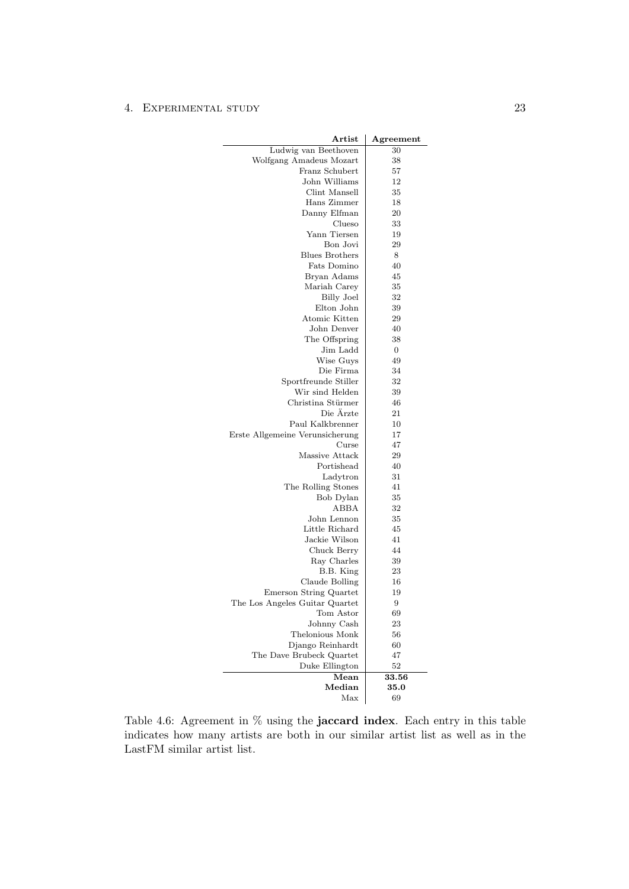| **Artist** | **Agreement** |
|---|---|
| Ludwig van Beethoven | 30 |
| Wolfgang Amadeus Mozart | 38 |
| Franz Schubert | 57 |
| John Williams | 12 |
| Clint Mansell | 35 |
| Hans Zimmer | 18 |
| Danny Elfman | 20 |
| Clueso | 33 |
| Yann Tiersen | 19 |
| Bon Jovi | 29 |
| Blues Brothers | 8 |
| Fats Domino | 40 |
| Bryan Adams | 45 |
| Mariah Carey | 35 |
| Billy Joel | 32 |
| Elton John | 39 |
| Atomic Kitten | 29 |
| John Denver | 40 |
| The Offspring | 38 |
| Jim Ladd | 0 |
| Wise Guys | 49 |
| Die Firma | 34 |
| Sportfreunde Stiller | 32 |
| Wir sind Helden | 39 |
| Christina Stürmer | 46 |
| Die Ärzte | 21 |
| Paul Kalkbrenner | 10 |
| Erste Allgemeine Verunsicherung | 17 |
| Curse | 47 |
| Massive Attack | 29 |
| Portishead | 40 |
| Ladytron | 31 |
| The Rolling Stones | 41 |
| Bob Dylan | 35 |
| ABBA | 32 |
| John Lennon | 35 |
| Little Richard | 45 |
| Jackie Wilson | 41 |
| Chuck Berry | 44 |
| Ray Charles | 39 |
| B.B. King | 23 |
| Claude Bolling | 16 |
| Emerson String Quartet | 19 |
| The Los Angeles Guitar Quartet | 9 |
| Tom Astor | 69 |
| Johnny Cash | 23 |
| Thelonious Monk | 56 |
| Django Reinhardt | 60 |
| The Dave Brubeck Quartet | 47 |
| Duke Ellington | 52 |
| **Mean** | **33.56** |
| **Median** | **35.0** |
| Max | 69 |

Table 4.6: Agreement in % using the **jaccard index**. Each entry in this table indicates how many artists are both in our similar artist list as well as in the LastFM similar artist list.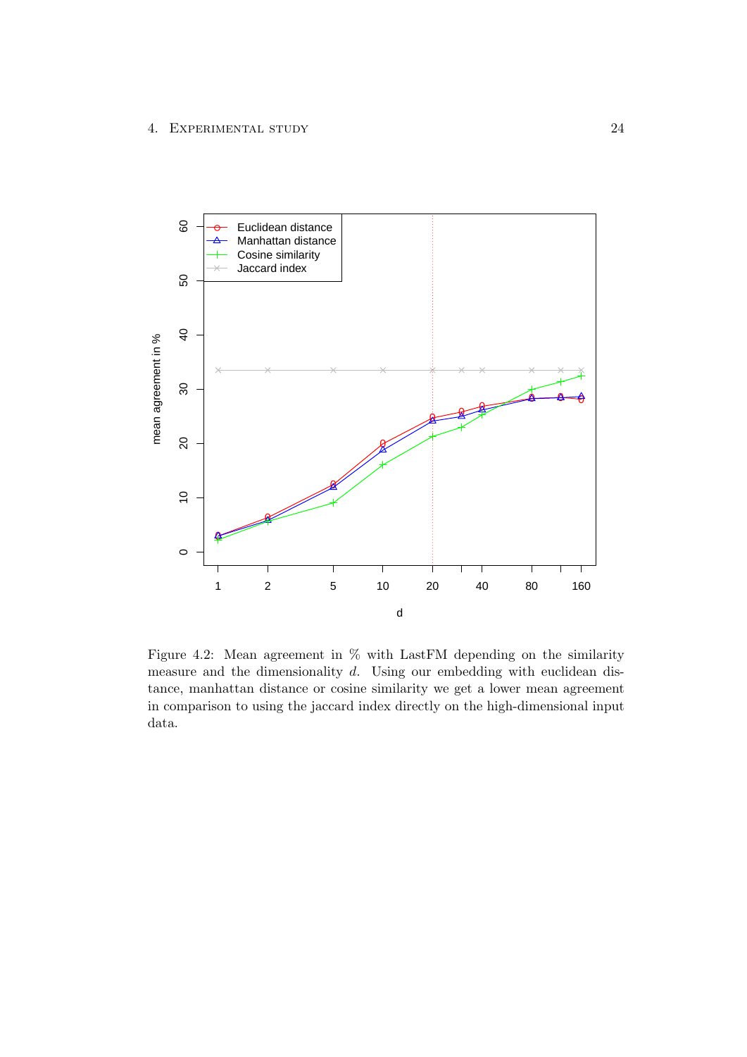Figure 4.2: Mean agreement in % with LastFM depending on the similarity measure and the dimensionality $d$. Using our embedding with euclidean distance, manhattan distance or cosine similarity we get a lower mean agreement in comparison to using the jaccard index directly on the high-dimensional input data.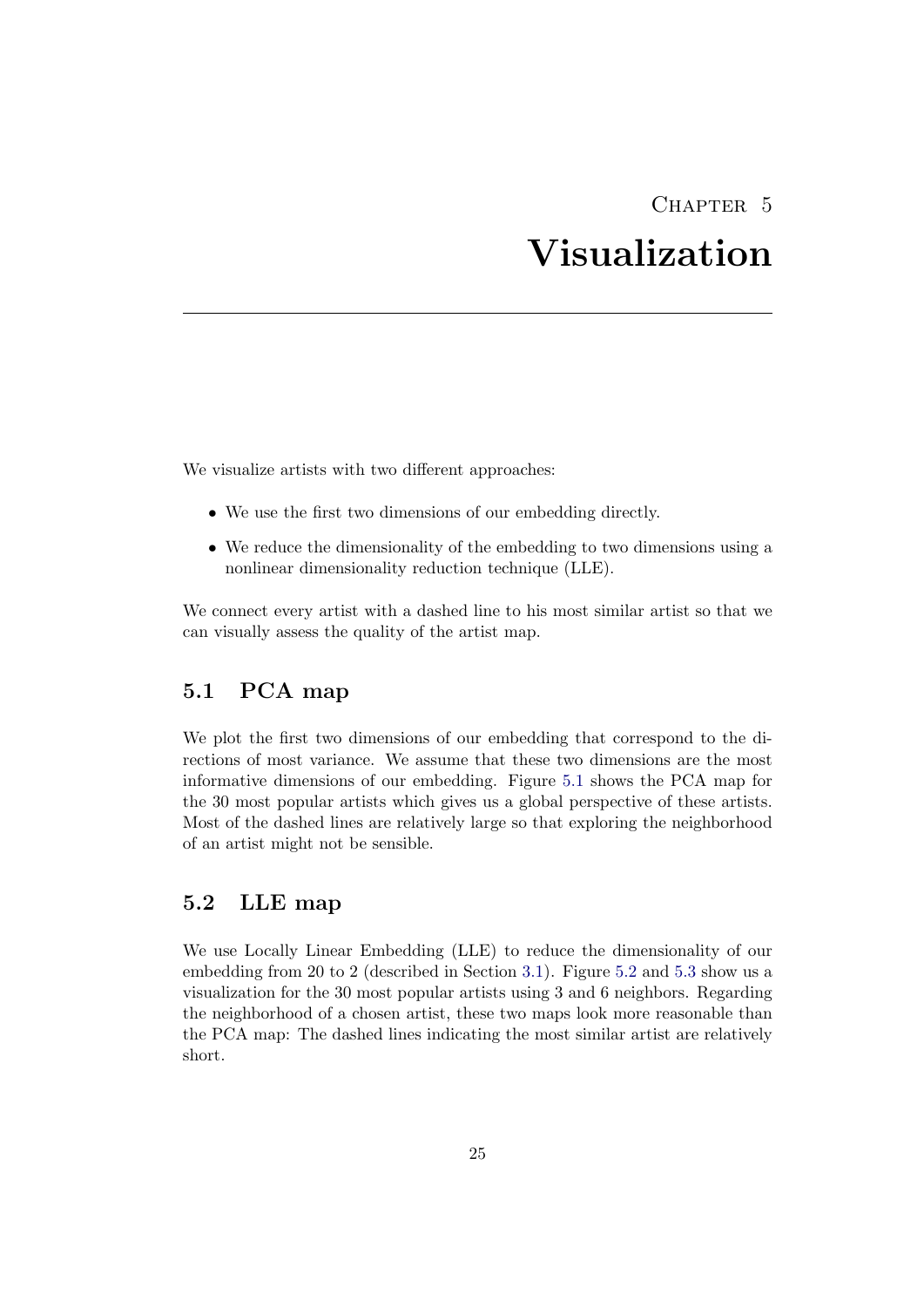# Chapter 5
# Visualization

We visualize artists with two different approaches:

- We use the first two dimensions of our embedding directly.
- We reduce the dimensionality of the embedding to two dimensions using a nonlinear dimensionality reduction technique (LLE).

We connect every artist with a dashed line to his most similar artist so that we can visually assess the quality of the artist map.

## 5.1 PCA map

We plot the first two dimensions of our embedding that correspond to the directions of most variance. We assume that these two dimensions are the most informative dimensions of our embedding. Figure 5.1 shows the PCA map for the 30 most popular artists which gives us a global perspective of these artists. Most of the dashed lines are relatively large so that exploring the neighborhood of an artist might not be sensible.

## 5.2 LLE map

We use Locally Linear Embedding (LLE) to reduce the dimensionality of our embedding from 20 to 2 (described in Section 3.1). Figure 5.2 and 5.3 show us a visualization for the 30 most popular artists using 3 and 6 neighbors. Regarding the neighborhood of a chosen artist, these two maps look more reasonable than the PCA map: The dashed lines indicating the most similar artist are relatively short.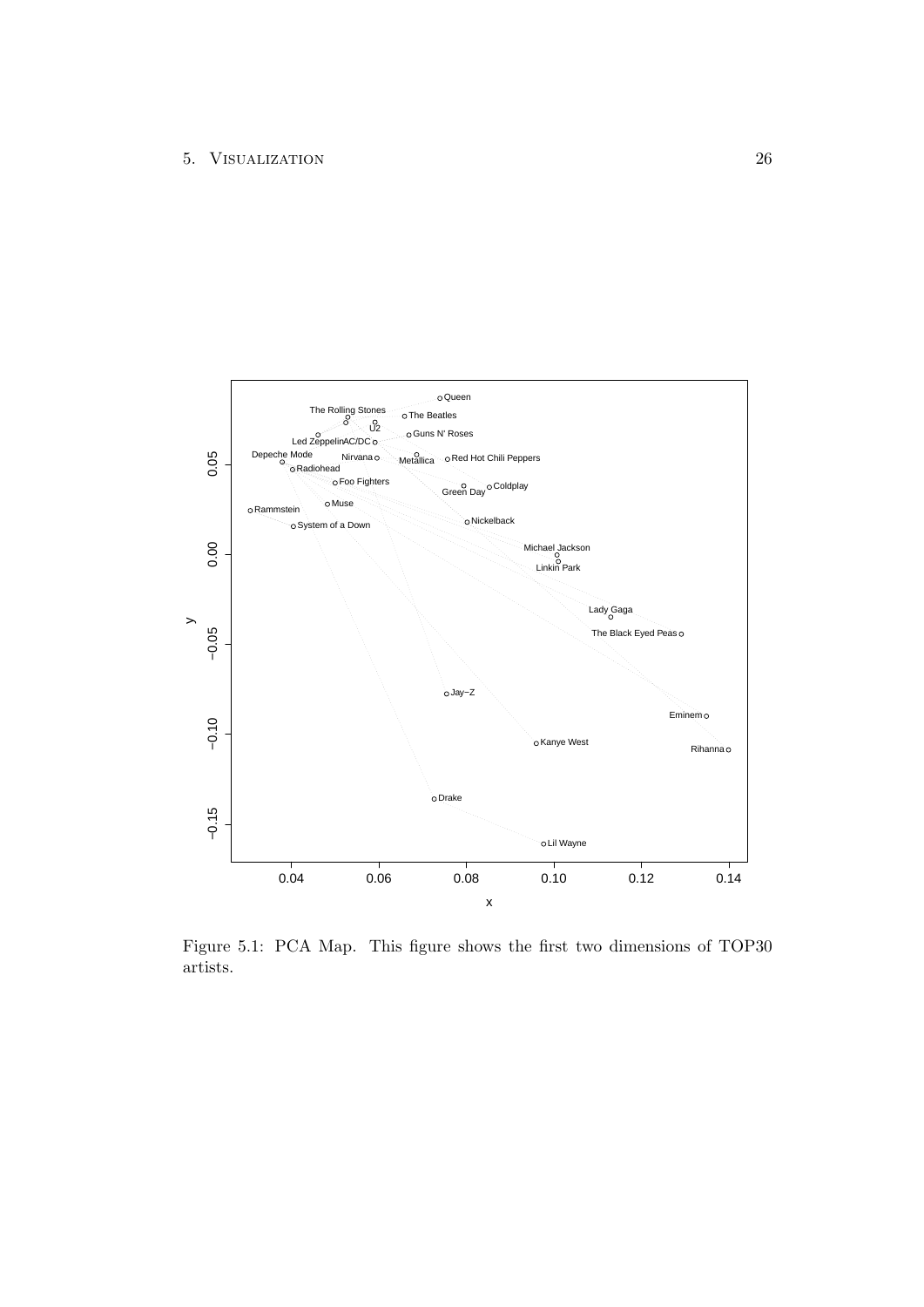Figure 5.1: PCA Map. This figure shows the first two dimensions of TOP30 artists.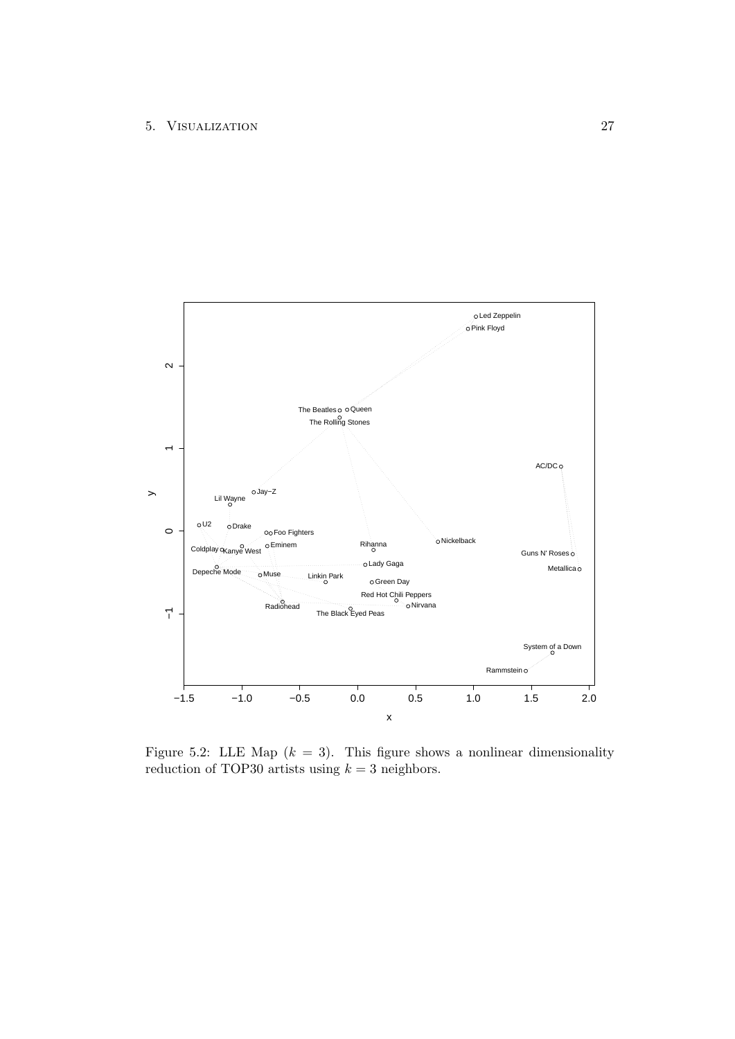Figure 5.2: LLE Map ($k = 3$). This figure shows a nonlinear dimensionality reduction of TOP30 artists using $k = 3$ neighbors.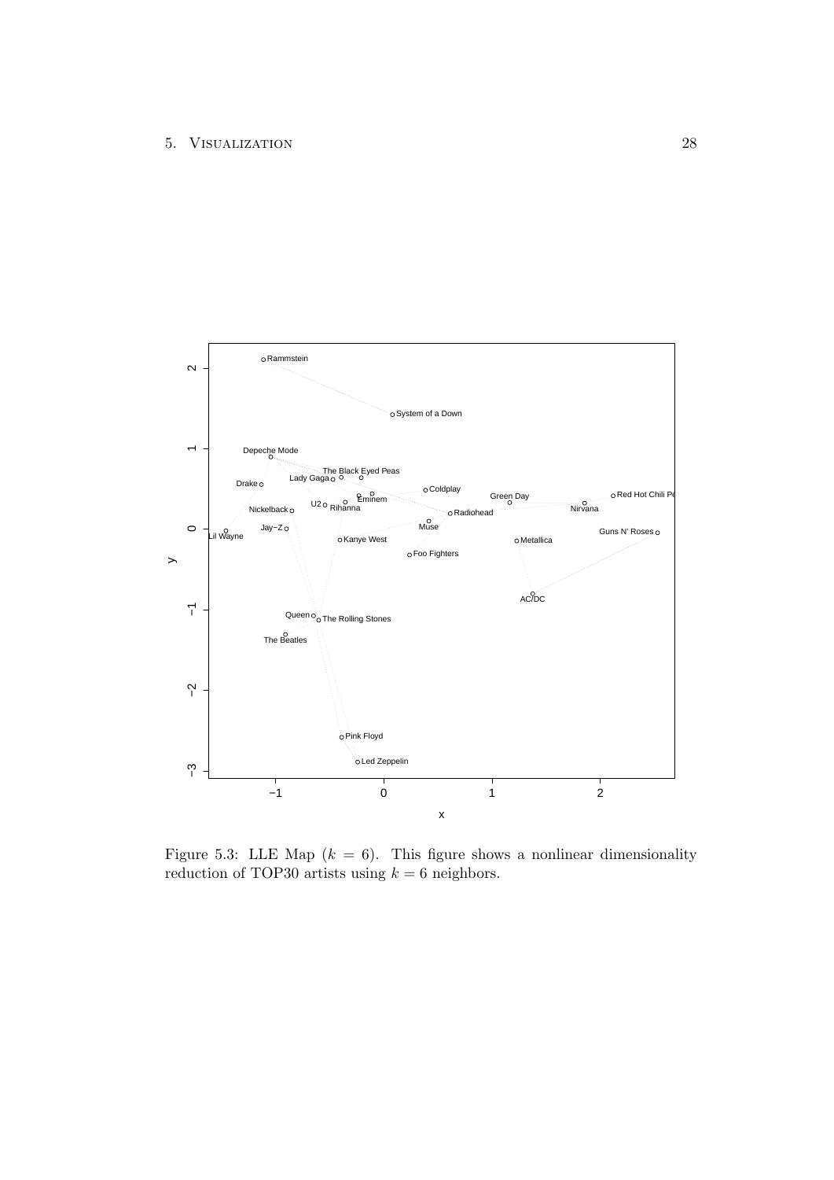Figure 5.3: LLE Map ($k = 6$). This figure shows a nonlinear dimensionality reduction of TOP30 artists using $k = 6$ neighbors.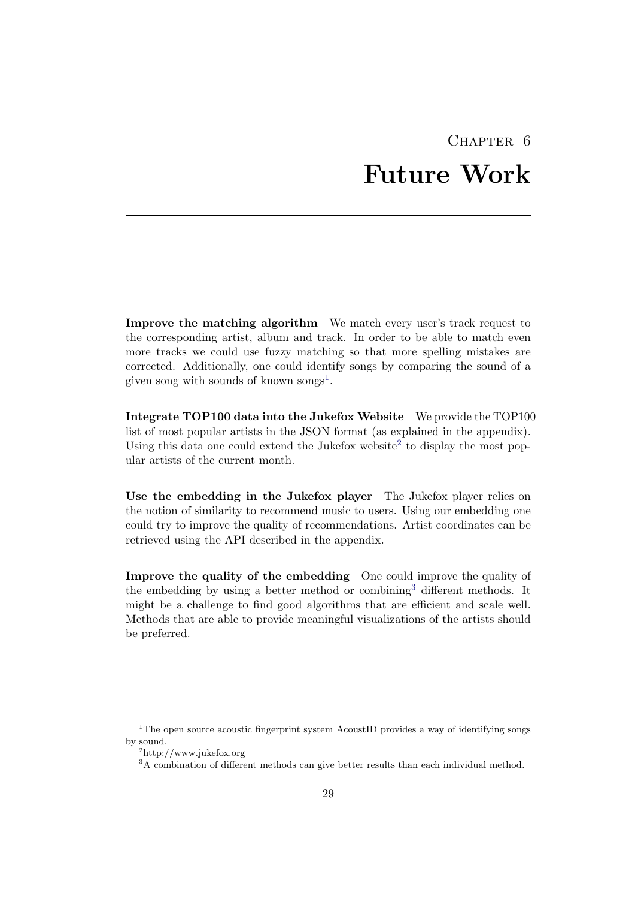# Chapter 6
# Future Work

**Improve the matching algorithm** We match every user's track request to the corresponding artist, album and track. In order to be able to match even more tracks we could use fuzzy matching so that more spelling mistakes are corrected. Additionally, one could identify songs by comparing the sound of a given song with sounds of known songs[1].

**Integrate TOP100 data into the Jukefox Website** We provide the TOP100 list of most popular artists in the JSON format (as explained in the appendix). Using this data one could extend the Jukefox website[2] to display the most popular artists of the current month.

**Use the embedding in the Jukefox player** The Jukefox player relies on the notion of similarity to recommend music to users. Using our embedding one could try to improve the quality of recommendations. Artist coordinates can be retrieved using the API described in the appendix.

**Improve the quality of the embedding** One could improve the quality of the embedding by using a better method or combining[3] different methods. It might be a challenge to find good algorithms that are efficient and scale well. Methods that are able to provide meaningful visualizations of the artists should be preferred.

---

[1] The open source acoustic fingerprint system AcoustID provides a way of identifying songs by sound.

[2] http://www.jukefox.org

[3] A combination of different methods can give better results than each individual method.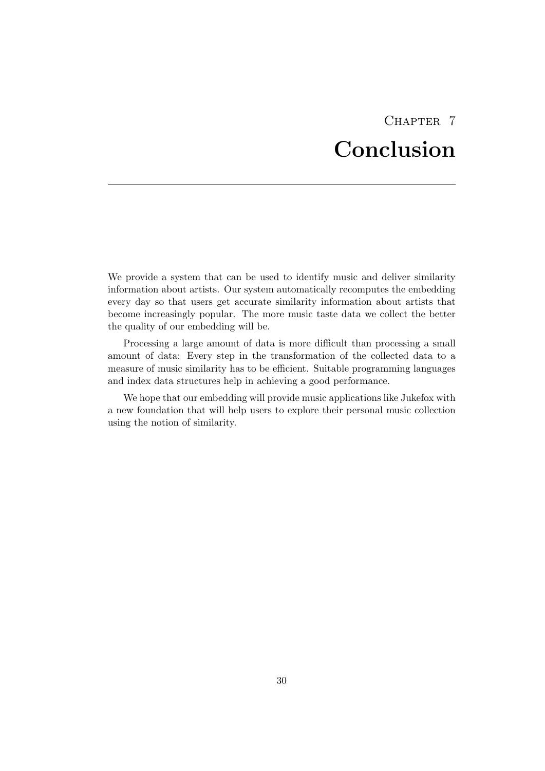# Chapter 7
# Conclusion

We provide a system that can be used to identify music and deliver similarity information about artists. Our system automatically recomputes the embedding every day so that users get accurate similarity information about artists that become increasingly popular. The more music taste data we collect the better the quality of our embedding will be.

Processing a large amount of data is more difficult than processing a small amount of data: Every step in the transformation of the collected data to a measure of music similarity has to be efficient. Suitable programming languages and index data structures help in achieving a good performance.

We hope that our embedding will provide music applications like Jukefox with a new foundation that will help users to explore their personal music collection using the notion of similarity.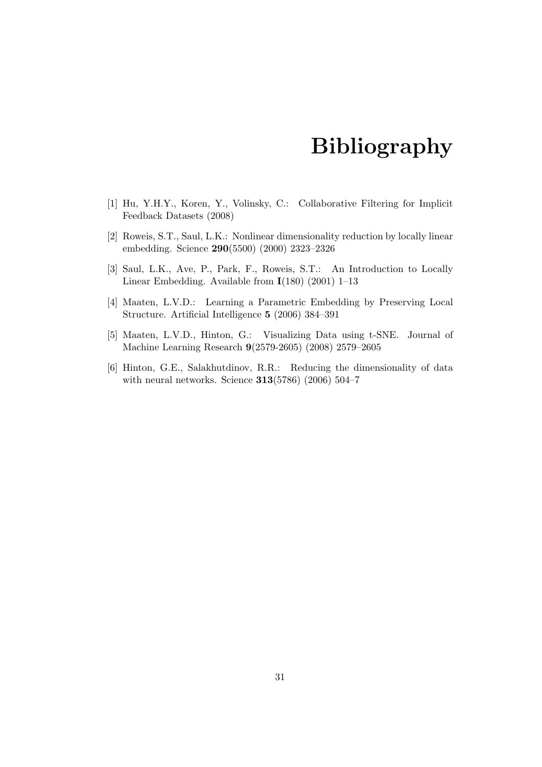# Bibliography

[1] Hu, Y.H.Y., Koren, Y., Volinsky, C.: Collaborative Filtering for Implicit Feedback Datasets (2008)

[2] Roweis, S.T., Saul, L.K.: Nonlinear dimensionality reduction by locally linear embedding. Science **290**(5500) (2000) 2323–2326

[3] Saul, L.K., Ave, P., Park, F., Roweis, S.T.: An Introduction to Locally Linear Embedding. Available from **I**(180) (2001) 1–13

[4] Maaten, L.V.D.: Learning a Parametric Embedding by Preserving Local Structure. Artificial Intelligence **5** (2006) 384–391

[5] Maaten, L.V.D., Hinton, G.: Visualizing Data using t-SNE. Journal of Machine Learning Research **9**(2579-2605) (2008) 2579–2605

[6] Hinton, G.E., Salakhutdinov, R.R.: Reducing the dimensionality of data with neural networks. Science **313**(5786) (2006) 504–7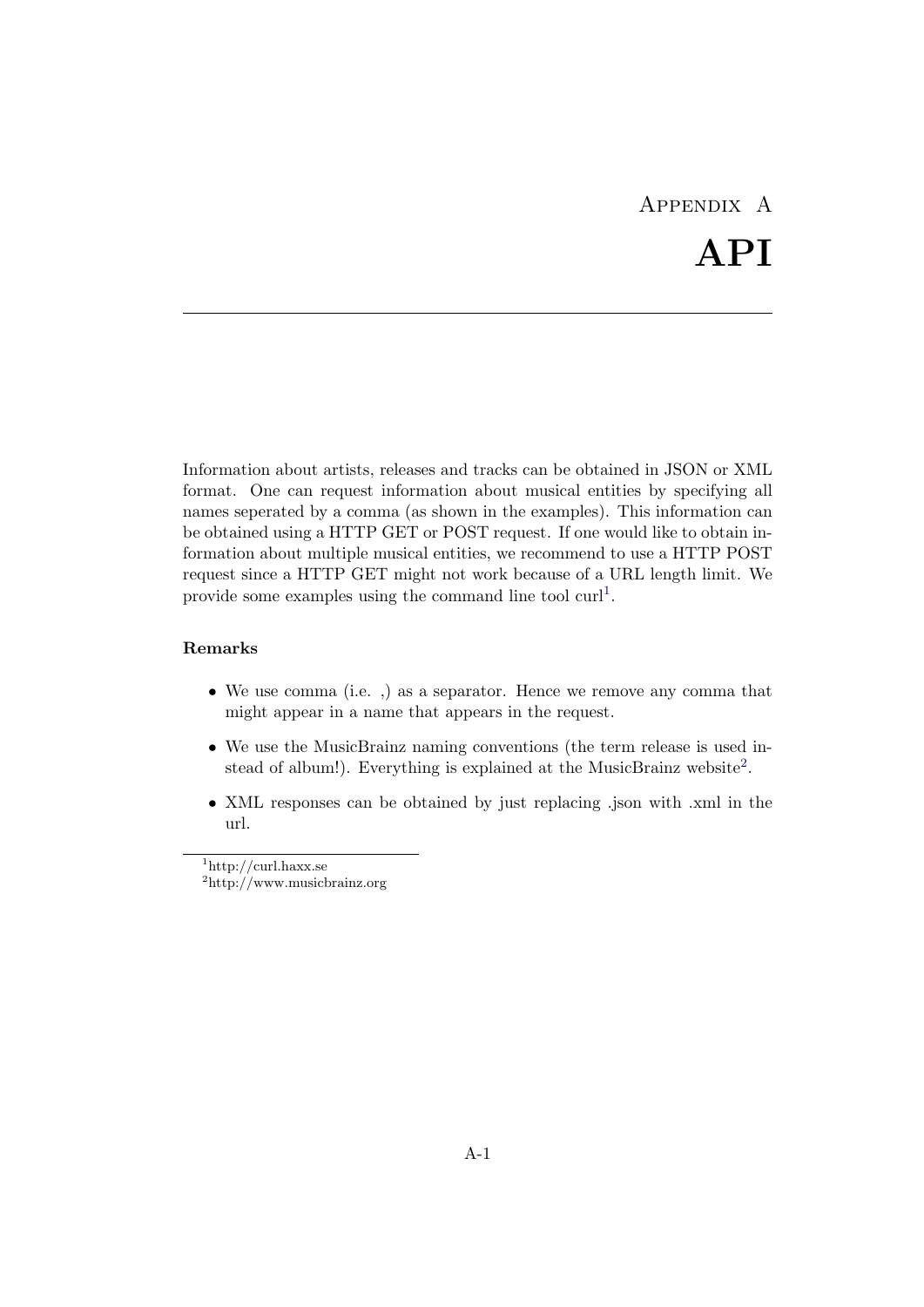# Appendix A

# API

Information about artists, releases and tracks can be obtained in JSON or XML format. One can request information about musical entities by specifying all names seperated by a comma (as shown in the examples). This information can be obtained using a HTTP GET or POST request. If one would like to obtain information about multiple musical entities, we recommend to use a HTTP POST request since a HTTP GET might not work because of a URL length limit. We provide some examples using the command line tool curl[1].

**Remarks**

- We use comma (i.e. ,) as a separator. Hence we remove any comma that might appear in a name that appears in the request.
- We use the MusicBrainz naming conventions (the term release is used instead of album!). Everything is explained at the MusicBrainz website[2].
- XML responses can be obtained by just replacing .json with .xml in the url.

[1] http://curl.haxx.se

[2] http://www.musicbrainz.org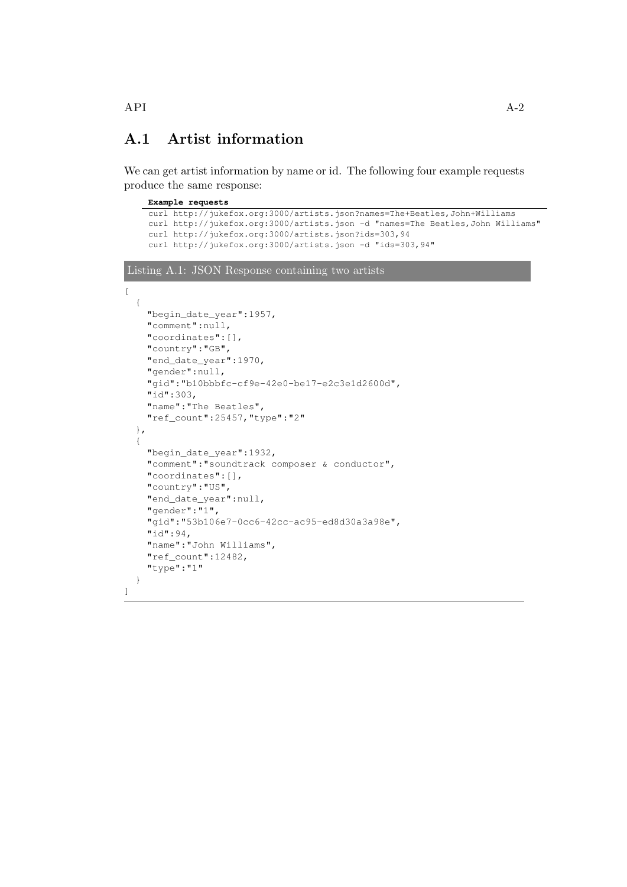## A.1 Artist information

We can get artist information by name or id. The following four example requests produce the same response:

**Example requests**

```
curl http://jukefox.org:3000/artists.json?names=The+Beatles,John+Williams
curl http://jukefox.org:3000/artists.json -d "names=The Beatles,John Williams"
curl http://jukefox.org:3000/artists.json?ids=303,94
curl http://jukefox.org:3000/artists.json -d "ids=303,94"
```

Listing A.1: JSON Response containing two artists

```
[
  {
    "begin_date_year":1957,
    "comment":null,
    "coordinates":[],
    "country":"GB",
    "end_date_year":1970,
    "gender":null,
    "gid":"b10bbbfc-cf9e-42e0-be17-e2c3e1d2600d",
    "id":303,
    "name":"The Beatles",
    "ref_count":25457,"type":"2"
  },
  {
    "begin_date_year":1932,
    "comment":"soundtrack composer & conductor",
    "coordinates":[],
    "country":"US",
    "end_date_year":null,
    "gender":"1",
    "gid":"53b106e7-0cc6-42cc-ac95-ed8d30a3a98e",
    "id":94,
    "name":"John Williams",
    "ref_count":12482,
    "type":"1"
  }
]
```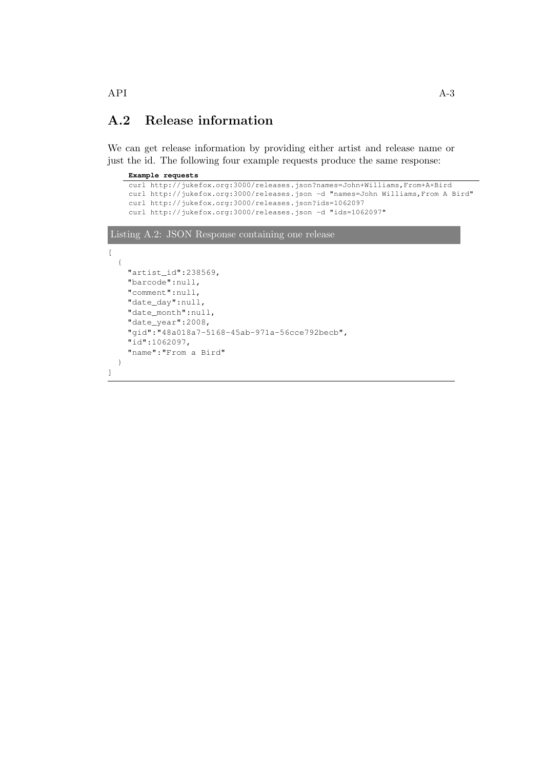## A.2 Release information

We can get release information by providing either artist and release name or just the id. The following four example requests produce the same response:

**Example requests**

```
curl http://jukefox.org:3000/releases.json?names=John+Williams,From+A+Bird
curl http://jukefox.org:3000/releases.json -d "names=John Williams,From A Bird"
curl http://jukefox.org:3000/releases.json?ids=1062097
curl http://jukefox.org:3000/releases.json -d "ids=1062097"
```

Listing A.2: JSON Response containing one release

```
[
  {
    "artist_id":238569,
    "barcode":null,
    "comment":null,
    "date_day":null,
    "date_month":null,
    "date_year":2008,
    "gid":"48a018a7-5168-45ab-971a-56cce792becb",
    "id":1062097,
    "name":"From a Bird"
  }
]
```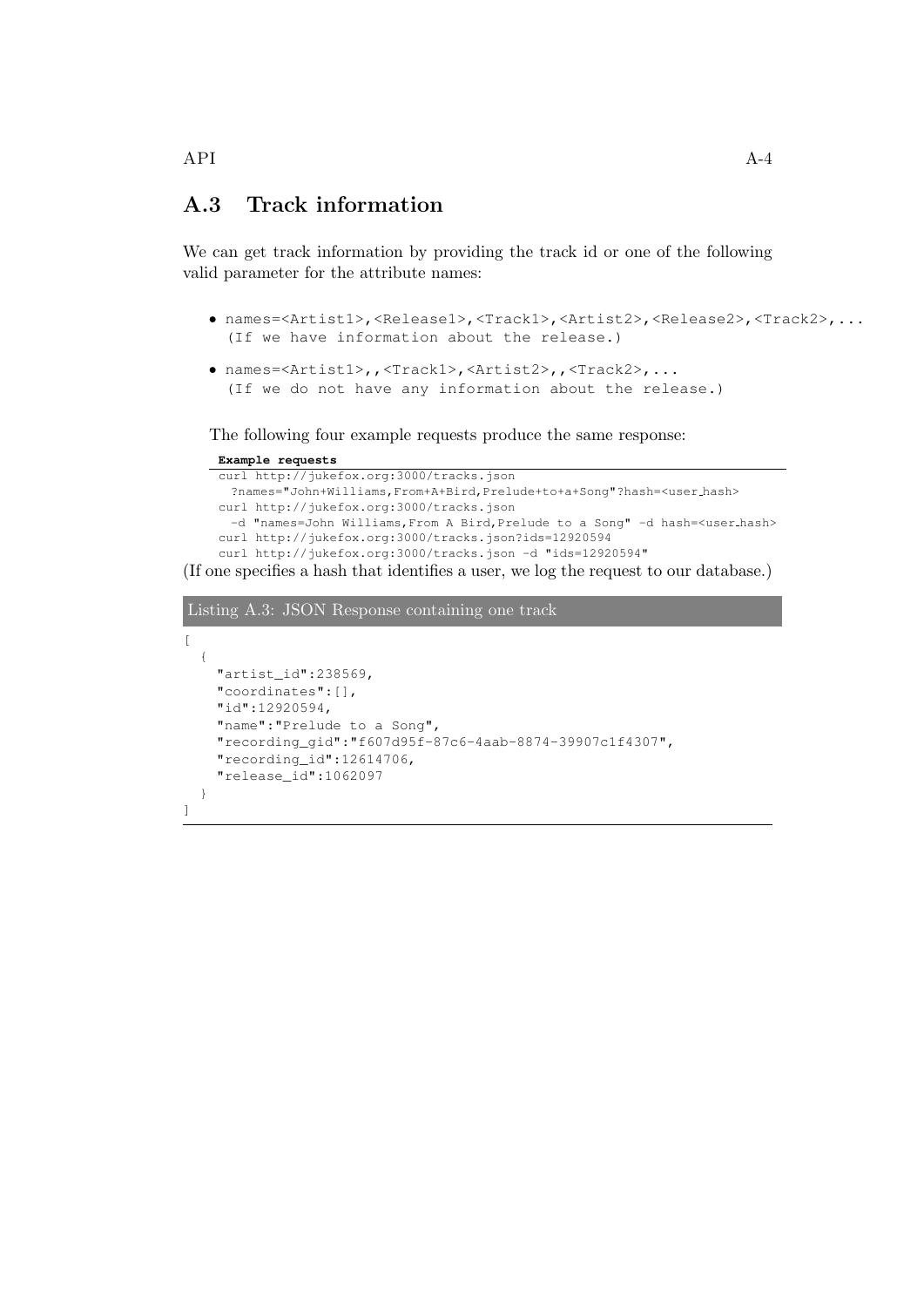## A.3 Track information

We can get track information by providing the track id or one of the following valid parameter for the attribute names:

- `names=<Artist1>,<Release1>,<Track1>,<Artist2>,<Release2>,<Track2>,...`
  `(If we have information about the release.)`
- `names=<Artist1>,,<Track1>,<Artist2>,,<Track2>,...`
  `(If we do not have any information about the release.)`

The following four example requests produce the same response:

**Example requests**

```
curl http://jukefox.org:3000/tracks.json
  ?names="John+Williams,From+A+Bird,Prelude+to+a+Song"?hash=<user_hash>
curl http://jukefox.org:3000/tracks.json
  -d "names=John Williams,From A Bird,Prelude to a Song" -d hash=<user_hash>
curl http://jukefox.org:3000/tracks.json?ids=12920594
curl http://jukefox.org:3000/tracks.json -d "ids=12920594"
```

(If one specifies a hash that identifies a user, we log the request to our database.)

Listing A.3: JSON Response containing one track

```
[
  {
    "artist_id":238569,
    "coordinates":[],
    "id":12920594,
    "name":"Prelude to a Song",
    "recording_gid":"f607d95f-87c6-4aab-8874-39907c1f4307",
    "recording_id":12614706,
    "release_id":1062097
  }
]
```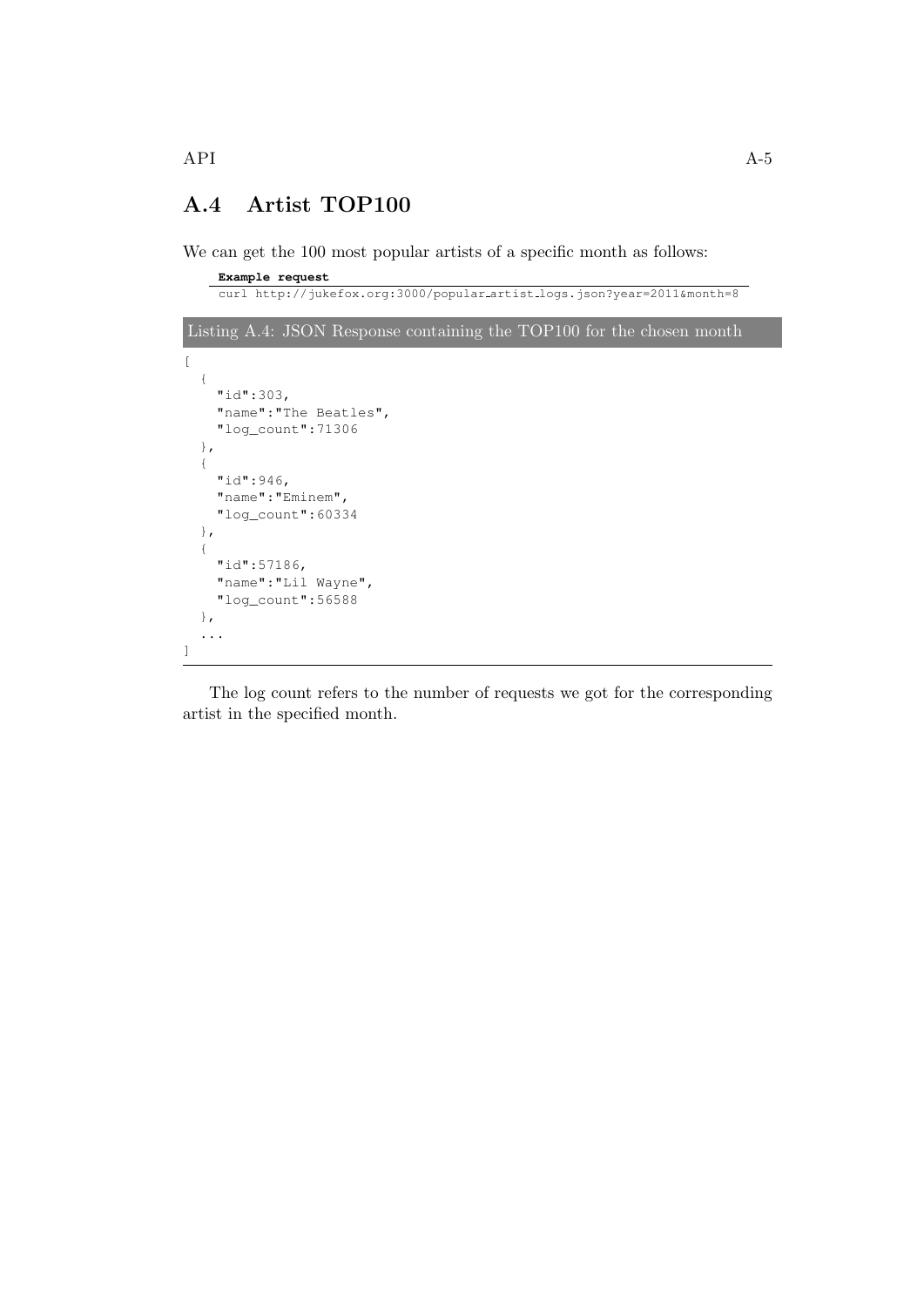## A.4 Artist TOP100

We can get the 100 most popular artists of a specific month as follows:

**Example request**

```
curl http://jukefox.org:3000/popular_artist_logs.json?year=2011&month=8
```

Listing A.4: JSON Response containing the TOP100 for the chosen month

```
[
  {
    "id":303,
    "name":"The Beatles",
    "log_count":71306
  },
  {
    "id":946,
    "name":"Eminem",
    "log_count":60334
  },
  {
    "id":57186,
    "name":"Lil Wayne",
    "log_count":56588
  },
  ...
]
```

The log count refers to the number of requests we got for the corresponding artist in the specified month.